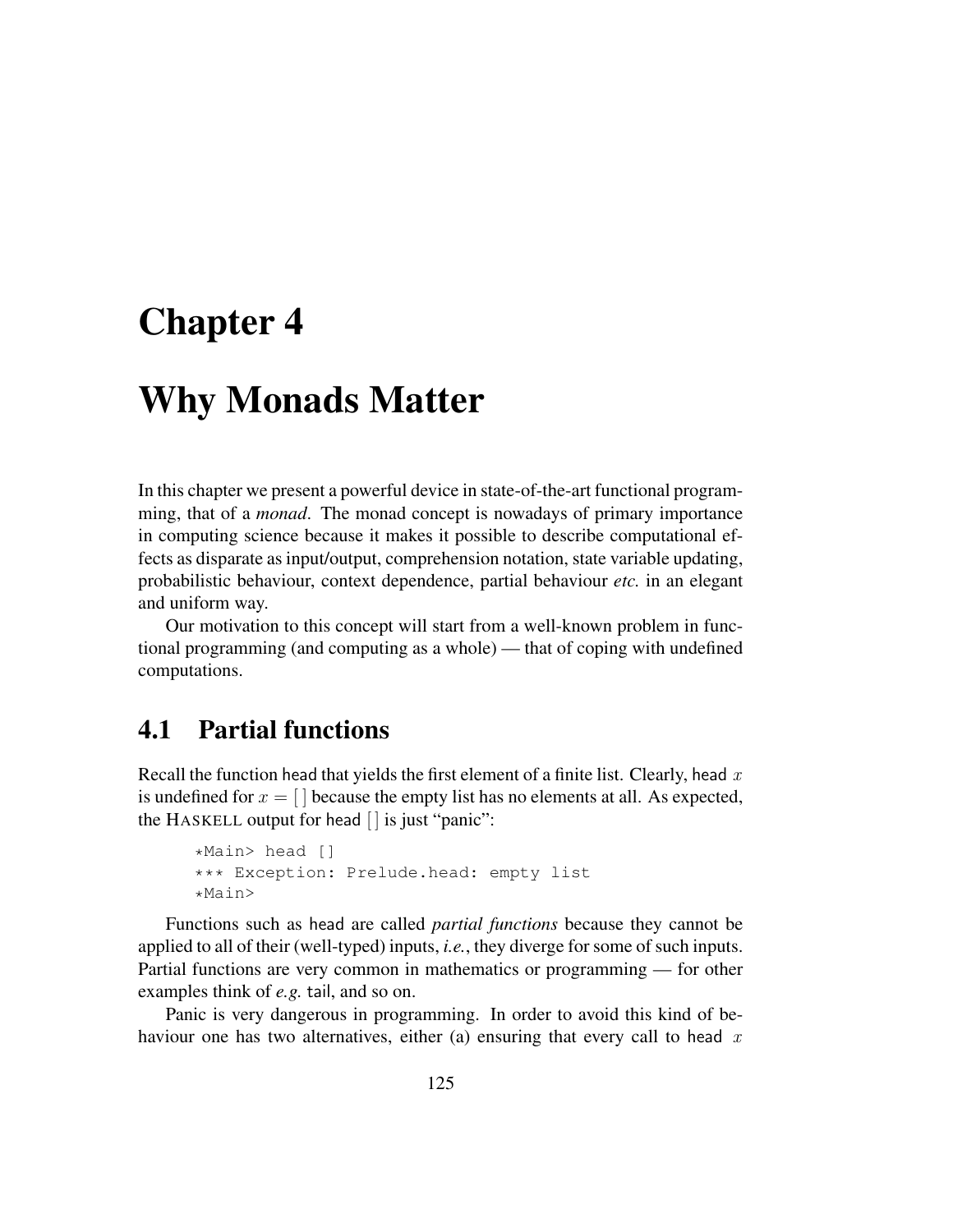# Chapter 4

# Why Monads Matter

In this chapter we present a powerful device in state-of-the-art functional programming, that of a *monad*. The monad concept is nowadays of primary importance in computing science because it makes it possible to describe computational effects as disparate as input/output, comprehension notation, state variable updating, probabilistic behaviour, context dependence, partial behaviour *etc.* in an elegant and uniform way.

Our motivation to this concept will start from a well-known problem in functional programming (and computing as a whole) — that of coping with undefined computations.

## 4.1 Partial functions

Recall the function head that yields the first element of a finite list. Clearly, head $x$ is undefined for $x = [\,]$ because the empty list has no elements at all. As expected, the HASKELL output for head $[\,]$ is just "panic":

```
*Main> head []
*** Exception: Prelude.head: empty list
*Main>
```

Functions such as head are called *partial functions* because they cannot be applied to all of their (well-typed) inputs, *i.e.*, they diverge for some of such inputs. Partial functions are very common in mathematics or programming — for other examples think of *e.g.* tail, and so on.

Panic is very dangerous in programming. In order to avoid this kind of behaviour one has two alternatives, either (a) ensuring that every call to head $x$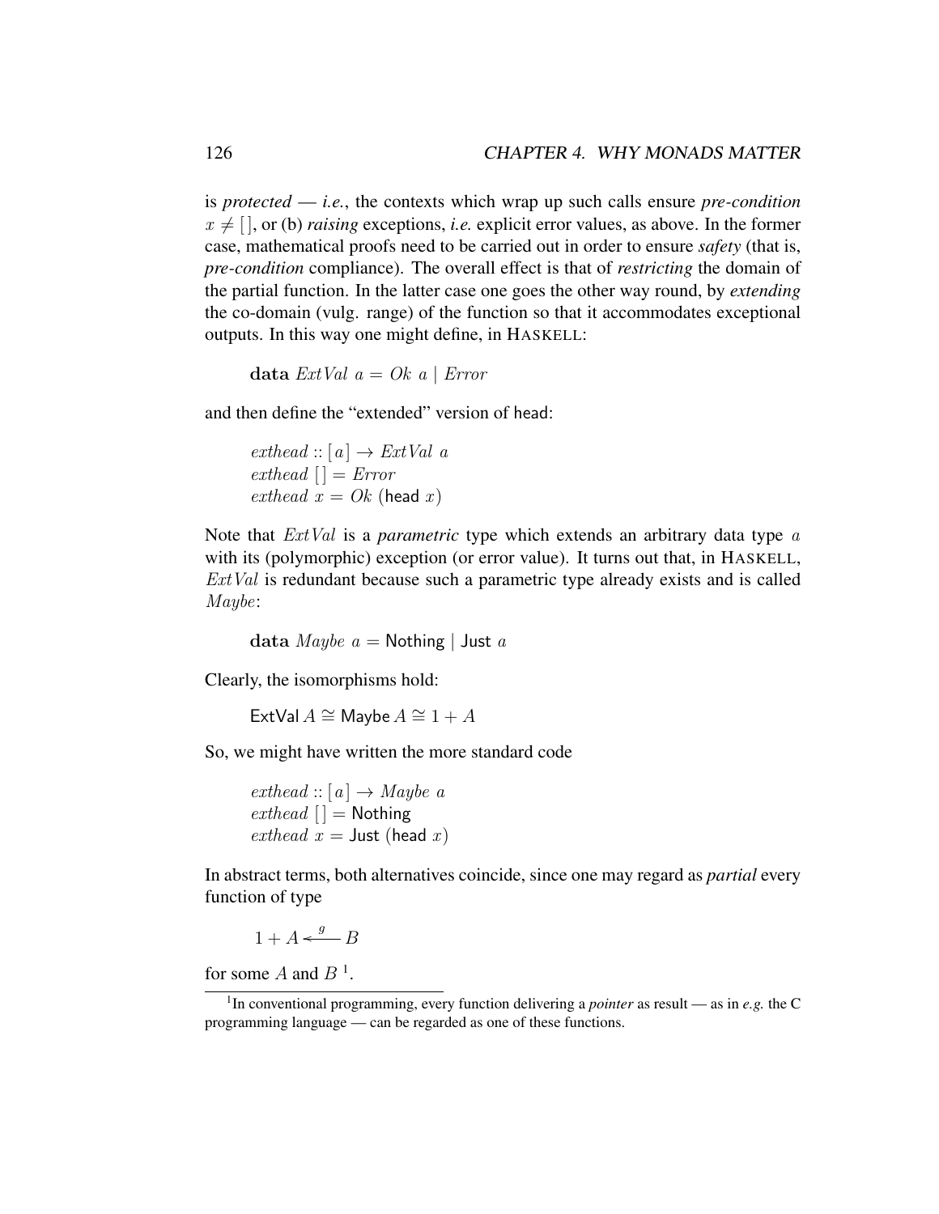is *protected* — *i.e.*, the contexts which wrap up such calls ensure *pre-condition* $x \neq [\,]$, or (b) *raising* exceptions, *i.e.* explicit error values, as above. In the former case, mathematical proofs need to be carried out in order to ensure *safety* (that is, *pre-condition* compliance). The overall effect is that of *restricting* the domain of the partial function. In the latter case one goes the other way round, by *extending* the co-domain (vulg. range) of the function so that it accommodates exceptional outputs. In this way one might define, in HASKELL:

$$\mathbf{data}\ \mathit{ExtVal}\ a = \mathit{Ok}\ a \mid \mathit{Error}$$

and then define the "extended" version of head:

$$\begin{array}{l} \mathit{exthead} :: [\,a\,] \to \mathit{ExtVal}\ a \\ \mathit{exthead}\ [\,] = \mathit{Error} \\ \mathit{exthead}\ x = \mathit{Ok}\ (\mathsf{head}\ x) \end{array}$$

Note that $\mathit{ExtVal}$ is a *parametric* type which extends an arbitrary data type $a$ with its (polymorphic) exception (or error value). It turns out that, in HASKELL, $\mathit{ExtVal}$ is redundant because such a parametric type already exists and is called $\mathit{Maybe}$:

$$\mathbf{data}\ \mathit{Maybe}\ a = \mathsf{Nothing} \mid \mathsf{Just}\ a$$

Clearly, the isomorphisms hold:

$$\mathsf{ExtVal}\ A \cong \mathsf{Maybe}\ A \cong 1 + A$$

So, we might have written the more standard code

$$\begin{array}{l} \mathit{exthead} :: [\,a\,] \to \mathit{Maybe}\ a \\ \mathit{exthead}\ [\,] = \mathsf{Nothing} \\ \mathit{exthead}\ x = \mathsf{Just}\ (\mathsf{head}\ x) \end{array}$$

In abstract terms, both alternatives coincide, since one may regard as *partial* every function of type

$$1 + A \xleftarrow{\ g\ } B$$

for some $A$ and $B$ [1].

[1] In conventional programming, every function delivering a *pointer* as result — as in *e.g.* the C programming language — can be regarded as one of these functions.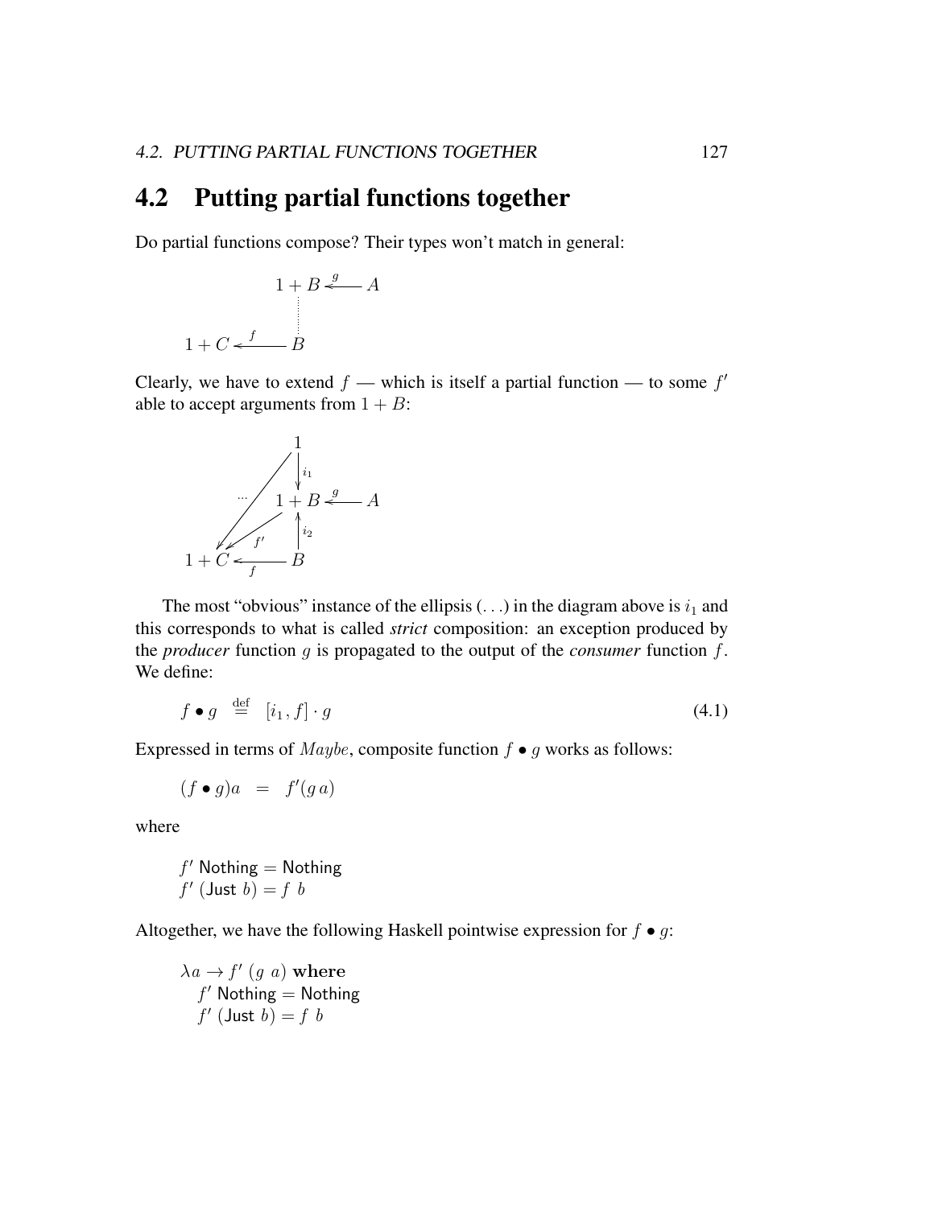## 4.2 Putting partial functions together

Do partial functions compose? Their types won't match in general:

$$\begin{array}{ccc} & 1+B & \xleftarrow{g} A \\ & \vdots & \\ 1+C & \xleftarrow{f} & B \end{array}$$

Clearly, we have to extend $f$ — which is itself a partial function — to some $f'$ able to accept arguments from $1 + B$:

$$\begin{array}{l} 1 \xrightarrow{i_1} 1+B, \quad 1 \xrightarrow{\ldots} 1+C \\ 1+B \xleftarrow{g} A \\ 1+B \xleftarrow{i_2} B, \quad 1+C \xleftarrow{f'} 1+B \\ 1+C \xleftarrow{f} B \end{array}$$

The most "obvious" instance of the ellipsis $(\ldots)$ in the diagram above is $i_1$ and this corresponds to what is called *strict* composition: an exception produced by the *producer* function $g$ is propagated to the output of the *consumer* function $f$. We define:

$$f \bullet g \stackrel{\mathrm{def}}{=} [i_1\,, f] \cdot g \tag{4.1}$$

Expressed in terms of $Maybe$, composite function $f \bullet g$ works as follows:

$$(f \bullet g)a = f'(g\,a)$$

where

$$\begin{array}{l} f' \; \mathsf{Nothing} = \mathsf{Nothing} \\ f' \; (\mathsf{Just}\; b) = f \;\; b \end{array}$$

Altogether, we have the following Haskell pointwise expression for $f \bullet g$:

$$\begin{array}{l} \lambda a \rightarrow f' \; (g \;\; a) \; \mathbf{where} \\ \quad f' \; \mathsf{Nothing} = \mathsf{Nothing} \\ \quad f' \; (\mathsf{Just}\; b) = f \;\; b \end{array}$$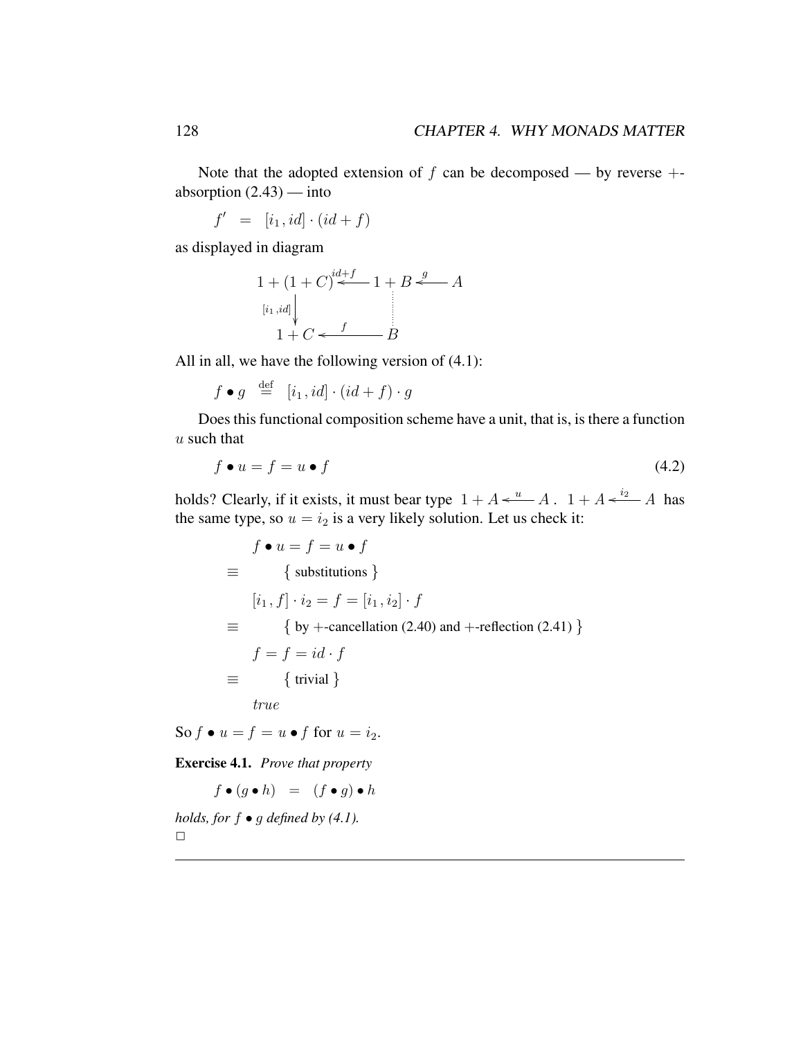Note that the adopted extension of $f$ can be decomposed — by reverse +-absorption (2.43) — into

$$f' \;=\; [i_1\,, id] \cdot (id + f)$$

as displayed in diagram

$$\begin{array}{ccccc}
1 + (1 + C) & \xleftarrow{id+f} & 1 + B & \xleftarrow{g} & A \\
\downarrow{\scriptstyle [i_1\,,id]} & & \vdots & & \\
1 + C & \xleftarrow{f} & B & &
\end{array}$$

All in all, we have the following version of (4.1):

$$f \bullet g \;\stackrel{\text{def}}{=}\; [i_1\,, id] \cdot (id + f) \cdot g$$

Does this functional composition scheme have a unit, that is, is there a function $u$ such that

$$f \bullet u = f = u \bullet f \tag{4.2}$$

holds? Clearly, if it exists, it must bear type $1 + A \xleftarrow{u} A$. $1 + A \xleftarrow{i_2} A$ has the same type, so $u = i_2$ is a very likely solution. Let us check it:

$$\begin{array}{ll}
 & f \bullet u = f = u \bullet f \\
\equiv & \quad \{ \text{ substitutions } \} \\
 & [i_1\,, f] \cdot i_2 = f = [i_1\,, i_2] \cdot f \\
\equiv & \quad \{ \text{ by +-cancellation (2.40) and +-reflection (2.41) } \} \\
 & f = f = id \cdot f \\
\equiv & \quad \{ \text{ trivial } \} \\
 & true
\end{array}$$

So $f \bullet u = f = u \bullet f$ for $u = i_2$.

**Exercise 4.1.** *Prove that property*

$$f \bullet (g \bullet h) \;=\; (f \bullet g) \bullet h$$

*holds, for $f \bullet g$ defined by (4.1).*

□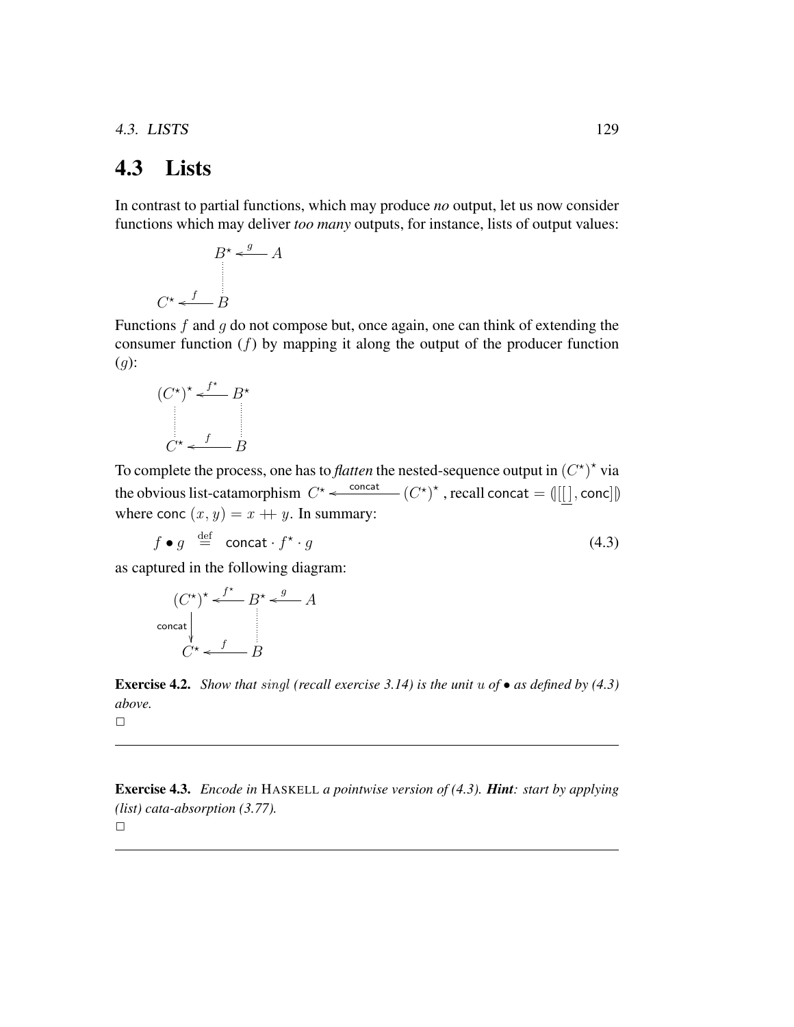## 4.3 Lists

In contrast to partial functions, which may produce *no* output, let us now consider functions which may deliver *too many* outputs, for instance, lists of output values:

$$
\begin{array}{ccc}
 & B^\star \xleftarrow{\;g\;} A \\
 & \vdots \\
C^\star \xleftarrow{\;f\;} B &
\end{array}
$$

Functions $f$ and $g$ do not compose but, once again, one can think of extending the consumer function ($f$) by mapping it along the output of the producer function ($g$):

$$
\begin{array}{ccc}
(C^\star)^\star & \xleftarrow{\;f^\star\;} & B^\star \\
\vdots & & \vdots \\
C^\star & \xleftarrow{\;f\;} & B
\end{array}
$$

To complete the process, one has to *flatten* the nested-sequence output in $(C^\star)^\star$ via the obvious list-catamorphism $C^\star \xleftarrow{\;\mathsf{concat}\;} (C^\star)^\star$, recall $\mathsf{concat} = (\![[\underline{[\,]}, \mathsf{conc}]]\!)$ where $\mathsf{conc}\ (x, y) = x + y$. In summary:

$$
f \bullet g \;\stackrel{\mathrm{def}}{=}\; \mathsf{concat} \cdot f^\star \cdot g \tag{4.3}
$$

as captured in the following diagram:

$$
\begin{array}{ccccc}
(C^\star)^\star & \xleftarrow{\;f^\star\;} & B^\star & \xleftarrow{\;g\;} & A \\
\mathsf{concat}\downarrow & & \vdots & & \\
C^\star & \xleftarrow{\;f\;} & B & &
\end{array}
$$

**Exercise 4.2.** *Show that $singl$ (recall exercise 3.14) is the unit $u$ of $\bullet$ as defined by (4.3) above.*

□

---

**Exercise 4.3.** *Encode in* HASKELL *a pointwise version of (4.3).* ***Hint****: start by applying (list) cata-absorption (3.77).*

□

---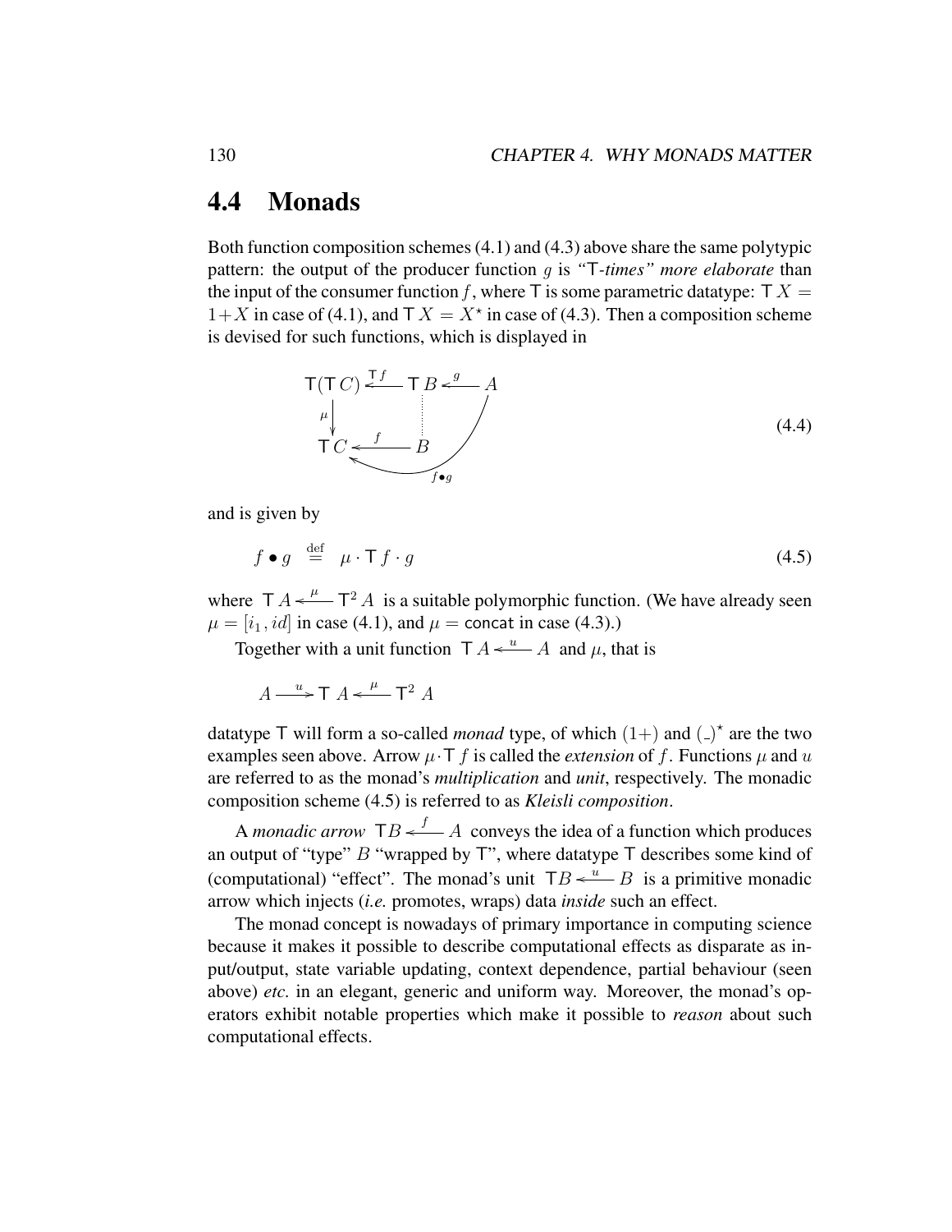## 4.4 Monads

Both function composition schemes (4.1) and (4.3) above share the same polytypic pattern: the output of the producer function $g$ is *"*$\mathsf{T}$*-times" more elaborate* than the input of the consumer function $f$, where $\mathsf{T}$ is some parametric datatype: $\mathsf{T}\,X = 1+X$ in case of (4.1), and $\mathsf{T}\,X = X^\star$ in case of (4.3). Then a composition scheme is devised for such functions, which is displayed in

$$
\begin{array}{ccccc}
\mathsf{T}(\mathsf{T}\,C) & \xleftarrow{\mathsf{T}\,f} & \mathsf{T}\,B & \xleftarrow{g} & A \\
\Big\downarrow{\scriptstyle\mu} & & \vdots & & \\
\mathsf{T}\,C & \xleftarrow{f} & B & & 
\end{array}
\qquad f \bullet g : A \to \mathsf{T}\,C
\tag{4.4}
$$

and is given by

$$
f \bullet g \;\stackrel{\rm def}{=}\; \mu \cdot \mathsf{T}\,f \cdot g \tag{4.5}
$$

where $\mathsf{T}\,A \xleftarrow{\mu} \mathsf{T}^2\,A$ is a suitable polymorphic function. (We have already seen $\mu = [i_1\,, id]$ in case (4.1), and $\mu = \mathsf{concat}$ in case (4.3).)

Together with a unit function $\mathsf{T}\,A \xleftarrow{u} A$ and $\mu$, that is

$$
A \xrightarrow{u} \mathsf{T}\,A \xleftarrow{\mu} \mathsf{T}^2\,A
$$

datatype $\mathsf{T}$ will form a so-called *monad* type, of which $(1+)$ and $(\_)^\star$ are the two examples seen above. Arrow $\mu \cdot \mathsf{T}\,f$ is called the *extension* of $f$. Functions $\mu$ and $u$ are referred to as the monad's *multiplication* and *unit*, respectively. The monadic composition scheme (4.5) is referred to as *Kleisli composition*.

A *monadic arrow* $\mathsf{T}B \xleftarrow{f} A$ conveys the idea of a function which produces an output of "type" $B$ "wrapped by $\mathsf{T}$", where datatype $\mathsf{T}$ describes some kind of (computational) "effect". The monad's unit $\mathsf{T}B \xleftarrow{u} B$ is a primitive monadic arrow which injects (*i.e.* promotes, wraps) data *inside* such an effect.

The monad concept is nowadays of primary importance in computing science because it makes it possible to describe computational effects as disparate as input/output, state variable updating, context dependence, partial behaviour (seen above) *etc.* in an elegant, generic and uniform way. Moreover, the monad's operators exhibit notable properties which make it possible to *reason* about such computational effects.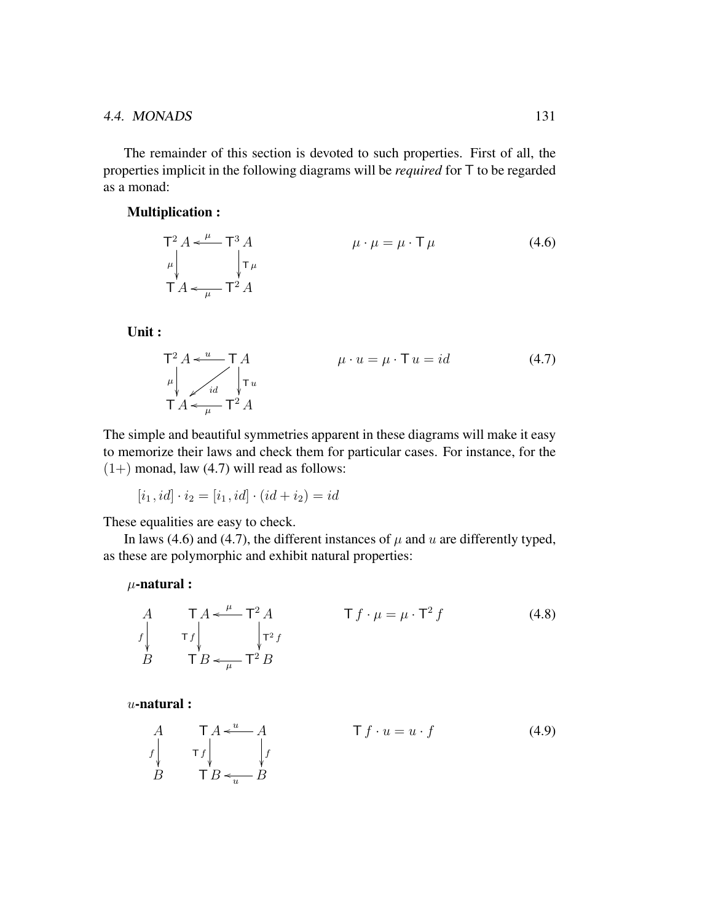The remainder of this section is devoted to such properties. First of all, the properties implicit in the following diagrams will be *required* for $\mathsf{T}$ to be regarded as a monad:

**Multiplication :**

$$\begin{array}{ccc} \mathsf{T}^2\,A & \xleftarrow{\ \mu\ } & \mathsf{T}^3\,A \\ {\scriptstyle \mu}\downarrow & & \downarrow{\scriptstyle \mathsf{T}\,\mu} \\ \mathsf{T}\,A & \xleftarrow[\ \mu\ ]{} & \mathsf{T}^2\,A \end{array} \qquad\qquad \mu \cdot \mu = \mu \cdot \mathsf{T}\,\mu \tag{4.6}$$

**Unit :**

$$\begin{array}{ccc} \mathsf{T}^2\,A & \xleftarrow{\ u\ } & \mathsf{T}\,A \\ {\scriptstyle \mu}\downarrow & \swarrow{\scriptstyle id} & \downarrow{\scriptstyle \mathsf{T}\,u} \\ \mathsf{T}\,A & \xleftarrow[\ \mu\ ]{} & \mathsf{T}^2\,A \end{array} \qquad\qquad \mu \cdot u = \mu \cdot \mathsf{T}\,u = id \tag{4.7}$$

The simple and beautiful symmetries apparent in these diagrams will make it easy to memorize their laws and check them for particular cases. For instance, for the $(1+)$ monad, law (4.7) will read as follows:

$$[i_1\,, id] \cdot i_2 = [i_1\,, id] \cdot (id + i_2) = id$$

These equalities are easy to check.

In laws (4.6) and (4.7), the different instances of $\mu$ and $u$ are differently typed, as these are polymorphic and exhibit natural properties:

**$\mu$-natural :**

$$\begin{array}{c} A \\ {\scriptstyle f}\downarrow \\ B \end{array} \qquad \begin{array}{ccc} \mathsf{T}\,A & \xleftarrow{\ \mu\ } & \mathsf{T}^2\,A \\ {\scriptstyle \mathsf{T}\,f}\downarrow & & \downarrow{\scriptstyle \mathsf{T}^2\,f} \\ \mathsf{T}\,B & \xleftarrow[\ \mu\ ]{} & \mathsf{T}^2\,B \end{array} \qquad\qquad \mathsf{T}\,f \cdot \mu = \mu \cdot \mathsf{T}^2\,f \tag{4.8}$$

**$u$-natural :**

$$\begin{array}{c} A \\ {\scriptstyle f}\downarrow \\ B \end{array} \qquad \begin{array}{ccc} \mathsf{T}\,A & \xleftarrow{\ u\ } & A \\ {\scriptstyle \mathsf{T}\,f}\downarrow & & \downarrow{\scriptstyle f} \\ \mathsf{T}\,B & \xleftarrow[\ u\ ]{} & B \end{array} \qquad\qquad \mathsf{T}\,f \cdot u = u \cdot f \tag{4.9}$$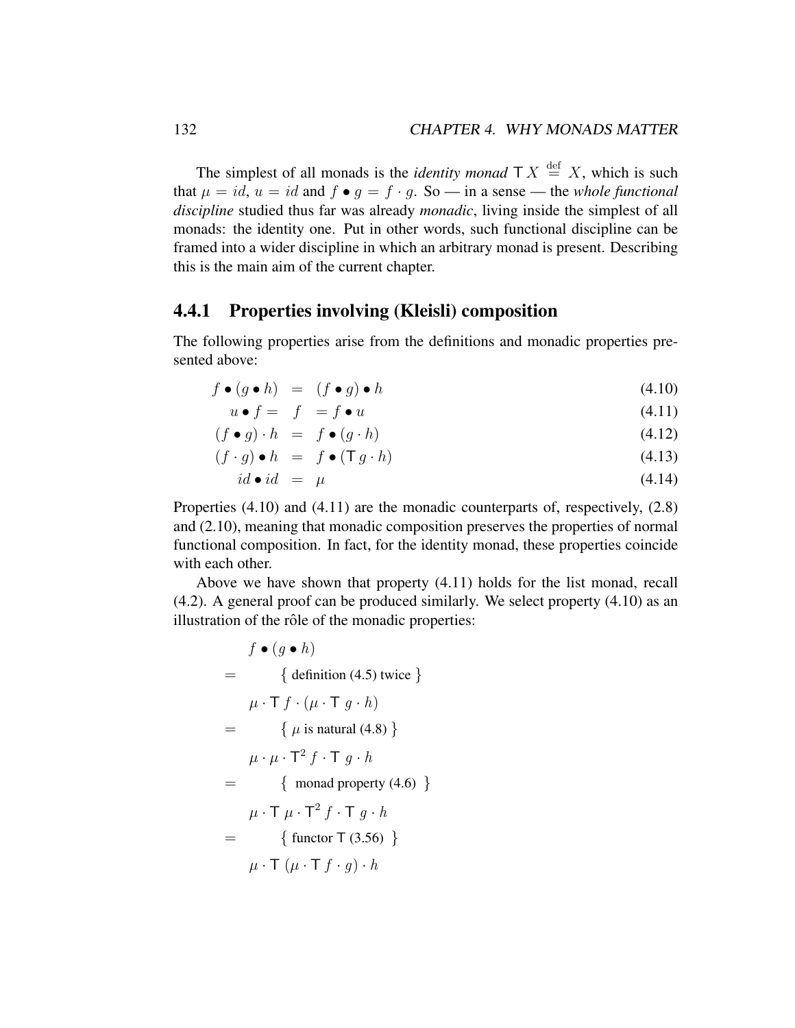The simplest of all monads is the *identity monad* $\mathsf{T}\,X \overset{\text{def}}{=} X$, which is such that $\mu = id$, $u = id$ and $f \bullet g = f \cdot g$. So — in a sense — the *whole functional discipline* studied thus far was already *monadic*, living inside the simplest of all monads: the identity one. Put in other words, such functional discipline can be framed into a wider discipline in which an arbitrary monad is present. Describing this is the main aim of the current chapter.

### 4.4.1 Properties involving (Kleisli) composition

The following properties arise from the definitions and monadic properties presented above:

$$f \bullet (g \bullet h) = (f \bullet g) \bullet h \tag{4.10}$$

$$u \bullet f = f = f \bullet u \tag{4.11}$$

$$(f \bullet g) \cdot h = f \bullet (g \cdot h) \tag{4.12}$$

$$(f \cdot g) \bullet h = f \bullet (\mathsf{T}\,g \cdot h) \tag{4.13}$$

$$id \bullet id = \mu \tag{4.14}$$

Properties (4.10) and (4.11) are the monadic counterparts of, respectively, (2.8) and (2.10), meaning that monadic composition preserves the properties of normal functional composition. In fact, for the identity monad, these properties coincide with each other.

Above we have shown that property (4.11) holds for the list monad, recall (4.2). A general proof can be produced similarly. We select property (4.10) as an illustration of the rôle of the monadic properties:

$$
\begin{array}{ll}
& f \bullet (g \bullet h) \\
= & \quad \{ \text{ definition (4.5) twice } \} \\
& \mu \cdot \mathsf{T}\,f \cdot (\mu \cdot \mathsf{T}\,g \cdot h) \\
= & \quad \{ \ \mu \text{ is natural (4.8) } \} \\
& \mu \cdot \mu \cdot \mathsf{T}^2\,f \cdot \mathsf{T}\,g \cdot h \\
= & \quad \{ \text{ monad property (4.6) } \} \\
& \mu \cdot \mathsf{T}\,\mu \cdot \mathsf{T}^2\,f \cdot \mathsf{T}\,g \cdot h \\
= & \quad \{ \text{ functor } \mathsf{T} \text{ (3.56) } \} \\
& \mu \cdot \mathsf{T}\,(\mu \cdot \mathsf{T}\,f \cdot g) \cdot h
\end{array}
$$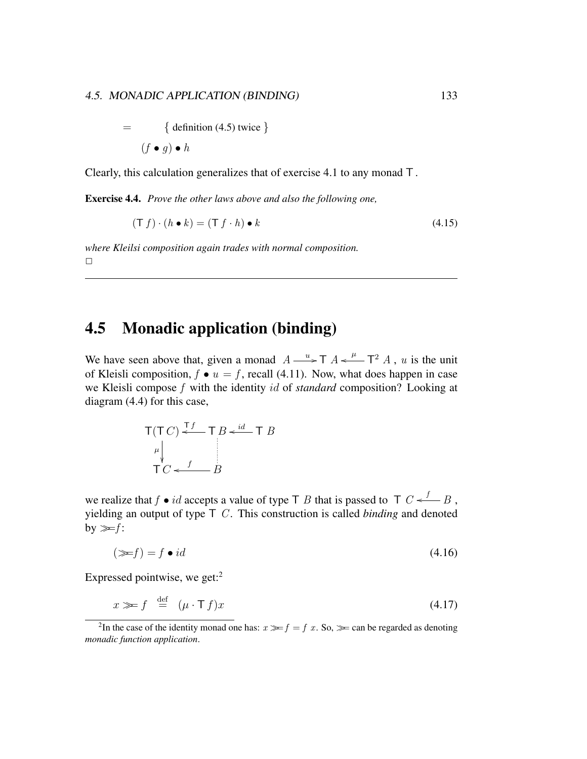$$= \qquad \{ \text{definition (4.5) twice} \}$$

$$(f \bullet g) \bullet h$$

Clearly, this calculation generalizes that of exercise 4.1 to any monad $\mathsf{T}$.

**Exercise 4.4.** *Prove the other laws above and also the following one,*

$$(\mathsf{T}\,f) \cdot (h \bullet k) = (\mathsf{T}\,f \cdot h) \bullet k \tag{4.15}$$

*where Kleilsi composition again trades with normal composition.*
□

---

## 4.5 Monadic application (binding)

We have seen above that, given a monad $A \xrightarrow{u} \mathsf{T}\,A \xleftarrow{\mu} \mathsf{T}^2\,A$, $u$ is the unit of Kleisli composition, $f \bullet u = f$, recall (4.11). Now, what does happen in case we Kleisli compose $f$ with the identity $id$ of *standard* composition? Looking at diagram (4.4) for this case,

$$\begin{array}{ccccc} \mathsf{T}(\mathsf{T}\,C) & \xleftarrow{\mathsf{T}\,f} & \mathsf{T}\,B & \xleftarrow{id} & \mathsf{T}\,B \\ {\scriptstyle\mu}\downarrow & & \vdots & & \\ \mathsf{T}\,C & \xleftarrow{f} & B & & \end{array}$$

we realize that $f \bullet id$ accepts a value of type $\mathsf{T}\,B$ that is passed to $\mathsf{T}\,C \xleftarrow{f} B$, yielding an output of type $\mathsf{T}\,C$. This construction is called *binding* and denoted by $\gg\!\!= f$:

$$(\gg\!\!= f) = f \bullet id \tag{4.16}$$

Expressed pointwise, we get:[2]

$$x \gg\!\!= f \stackrel{\text{def}}{=} (\mu \cdot \mathsf{T}\,f)x \tag{4.17}$$

[2] In the case of the identity monad one has: $x \gg\!\!= f = f\,x$. So, $\gg\!\!=$ can be regarded as denoting *monadic function application*.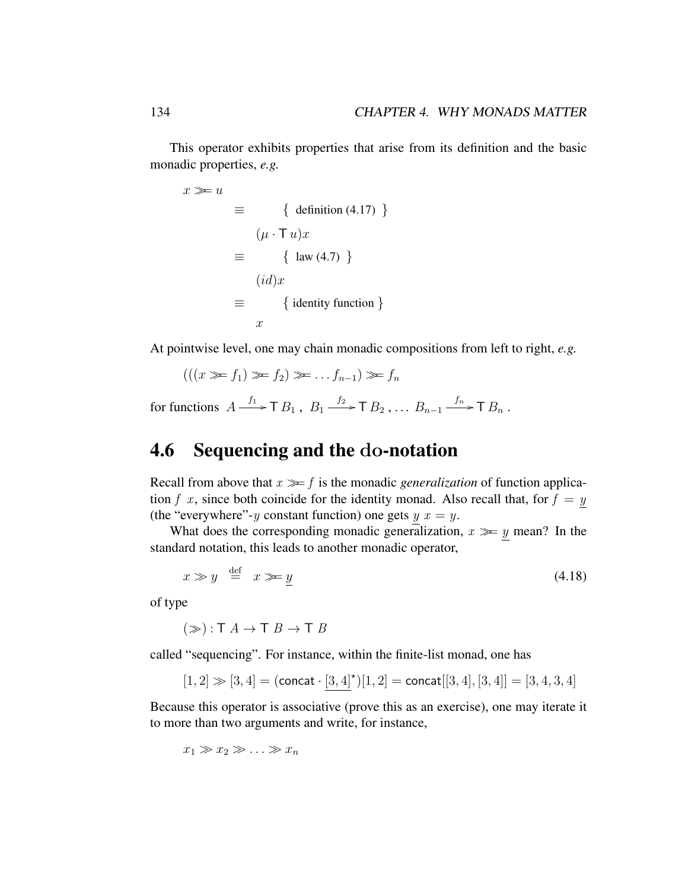This operator exhibits properties that arise from its definition and the basic monadic properties, *e.g.*

$$
\begin{array}{ll}
& x \gg\!= u \\
\equiv & \{ \text{ definition (4.17) } \} \\
& (\mu \cdot \mathsf{T}\, u)x \\
\equiv & \{ \text{ law (4.7) } \} \\
& (id)x \\
\equiv & \{ \text{ identity function } \} \\
& x
\end{array}
$$

At pointwise level, one may chain monadic compositions from left to right, *e.g.*

$$(((x \gg\!= f_1) \gg\!= f_2) \gg\!= \ldots f_{n-1}) \gg\!= f_n$$

for functions $A \xrightarrow{f_1} \mathsf{T}\, B_1$, $B_1 \xrightarrow{f_2} \mathsf{T}\, B_2$, ... $B_{n-1} \xrightarrow{f_n} \mathsf{T}\, B_n$.

## 4.6 Sequencing and the do-notation

Recall from above that $x \gg\!= f$ is the monadic *generalization* of function application $f\ x$, since both coincide for the identity monad. Also recall that, for $f = \underline{y}$ (the "everywhere"-$y$ constant function) one gets $\underline{y}\ x = y$.

What does the corresponding monadic generalization, $x \gg\!= \underline{y}$ mean? In the standard notation, this leads to another monadic operator,

$$x \gg y \stackrel{\text{def}}{=} x \gg\!= \underline{y} \tag{4.18}$$

of type

$$(\gg) : \mathsf{T}\ A \rightarrow \mathsf{T}\ B \rightarrow \mathsf{T}\ B$$

called "sequencing". For instance, within the finite-list monad, one has

$$[1, 2] \gg [3, 4] = (\mathsf{concat} \cdot \underline{[3, 4]}^{\star})[1, 2] = \mathsf{concat}[[3, 4], [3, 4]] = [3, 4, 3, 4]$$

Because this operator is associative (prove this as an exercise), one may iterate it to more than two arguments and write, for instance,

$$x_1 \gg x_2 \gg \ldots \gg x_n$$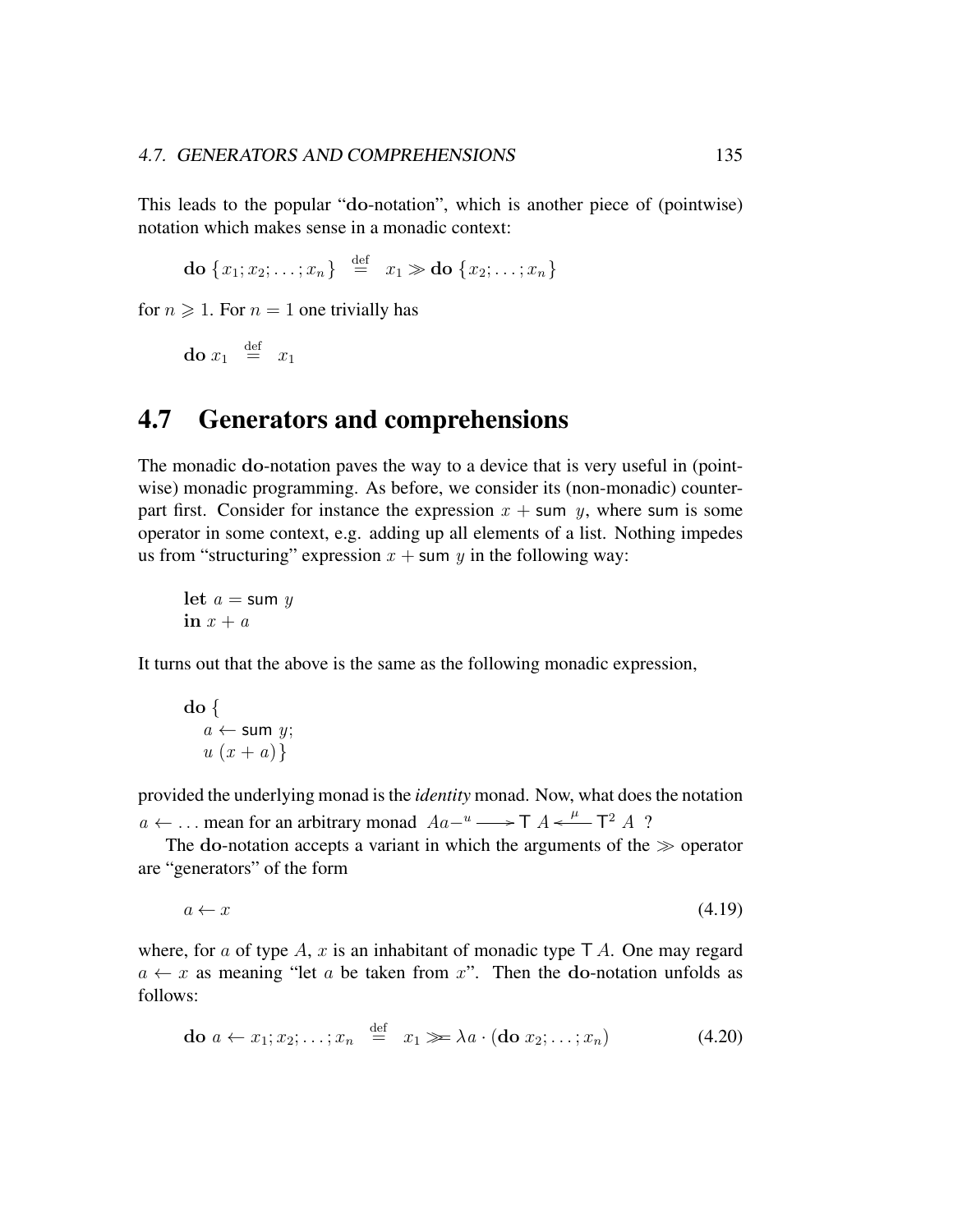This leads to the popular "**do**-notation", which is another piece of (pointwise) notation which makes sense in a monadic context:

$$\mathbf{do}\ \{x_1; x_2; \ldots; x_n\} \stackrel{\text{def}}{=} x_1 \gg \mathbf{do}\ \{x_2; \ldots; x_n\}$$

for $n \geqslant 1$. For $n = 1$ one trivially has

$$\mathbf{do}\ x_1 \stackrel{\text{def}}{=} x_1$$

## 4.7 Generators and comprehensions

The monadic **do**-notation paves the way to a device that is very useful in (pointwise) monadic programming. As before, we consider its (non-monadic) counterpart first. Consider for instance the expression $x + \mathsf{sum}\ y$, where $\mathsf{sum}$ is some operator in some context, e.g. adding up all elements of a list. Nothing impedes us from "structuring" expression $x + \mathsf{sum}\ y$ in the following way:

$$\begin{array}{l} \mathbf{let}\ a = \mathsf{sum}\ y \\ \mathbf{in}\ x + a \end{array}$$

It turns out that the above is the same as the following monadic expression,

$$\begin{array}{l} \mathbf{do}\ \{ \\ \quad a \leftarrow \mathsf{sum}\ y; \\ \quad u\ (x + a)\} \end{array}$$

provided the underlying monad is the *identity* monad. Now, what does the notation $a \leftarrow \ldots$ mean for an arbitrary monad $A a{-}^{u} \longrightarrow \mathsf{T}\ A \xleftarrow{\ \mu\ } \mathsf{T}^2\ A$ ?

The **do**-notation accepts a variant in which the arguments of the $\gg$ operator are "generators" of the form

$$a \leftarrow x \tag{4.19}$$

where, for $a$ of type $A$, $x$ is an inhabitant of monadic type $\mathsf{T}\ A$. One may regard $a \leftarrow x$ as meaning "let $a$ be taken from $x$". Then the **do**-notation unfolds as follows:

$$\mathbf{do}\ a \leftarrow x_1; x_2; \ldots; x_n \stackrel{\text{def}}{=} x_1 \ggg \lambda a \cdot (\mathbf{do}\ x_2; \ldots; x_n) \tag{4.20}$$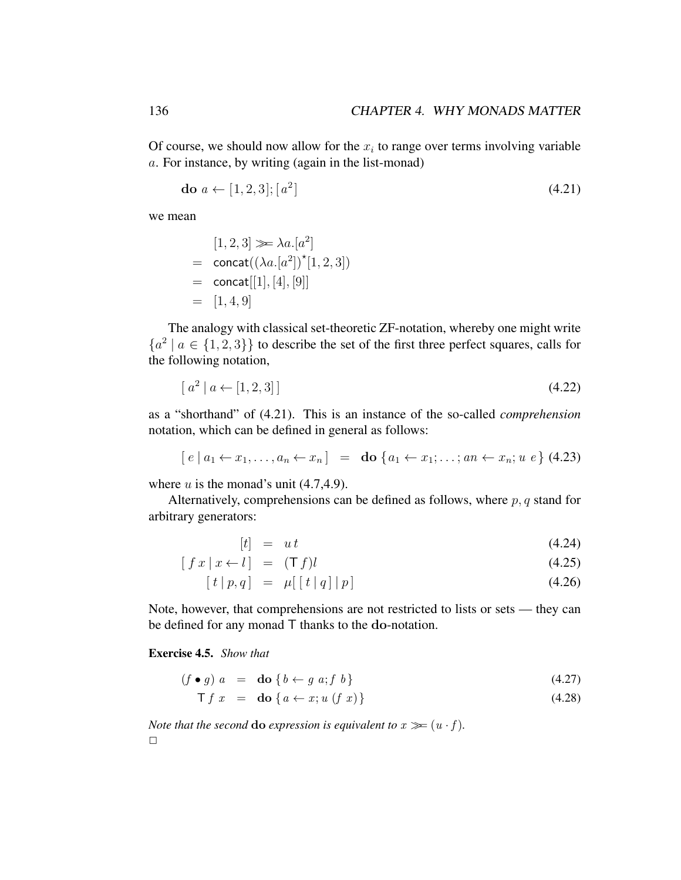Of course, we should now allow for the $x_i$ to range over terms involving variable $a$. For instance, by writing (again in the list-monad)

$$\mathbf{do}\ a \leftarrow [1,2,3]; [\,a^2\,] \tag{4.21}$$

we mean

$$\begin{aligned}
& [1,2,3] \ggg= \lambda a.[a^2] \\
= \;& \mathsf{concat}((\lambda a.[a^2])^\star [1,2,3]) \\
= \;& \mathsf{concat}[[1],[4],[9]] \\
= \;& [1,4,9]
\end{aligned}$$

The analogy with classical set-theoretic ZF-notation, whereby one might write $\{a^2 \mid a \in \{1,2,3\}\}$ to describe the set of the first three perfect squares, calls for the following notation,

$$[\ a^2 \mid a \leftarrow [1,2,3]\,] \tag{4.22}$$

as a "shorthand" of (4.21). This is an instance of the so-called *comprehension* notation, which can be defined in general as follows:

$$[\ e \mid a_1 \leftarrow x_1, \ldots, a_n \leftarrow x_n\,] \quad = \quad \mathbf{do}\ \{a_1 \leftarrow x_1; \ldots; an \leftarrow x_n; u\ e\} \tag{4.23}$$

where $u$ is the monad's unit (4.7,4.9).

Alternatively, comprehensions can be defined as follows, where $p, q$ stand for arbitrary generators:

$$[t] \quad = \quad u\, t \tag{4.24}$$

$$[\ f\,x \mid x \leftarrow l\,] \quad = \quad (\mathsf{T}\ f)l \tag{4.25}$$

$$[\ t \mid p, q\,] \quad = \quad \mu[\ [\ t \mid q\,] \mid p\,] \tag{4.26}$$

Note, however, that comprehensions are not restricted to lists or sets — they can be defined for any monad $\mathsf{T}$ thanks to the **do**-notation.

**Exercise 4.5.** *Show that*

$$(f \bullet g)\ a \quad = \quad \mathbf{do}\ \{\, b \leftarrow g\ a; f\ b\,\} \tag{4.27}$$

$$\mathsf{T}\ f\ x \quad = \quad \mathbf{do}\ \{\, a \leftarrow x; u\ (f\ x)\} \tag{4.28}$$

*Note that the second* **do** *expression is equivalent to* $x \ggg= (u \cdot f)$*.*

□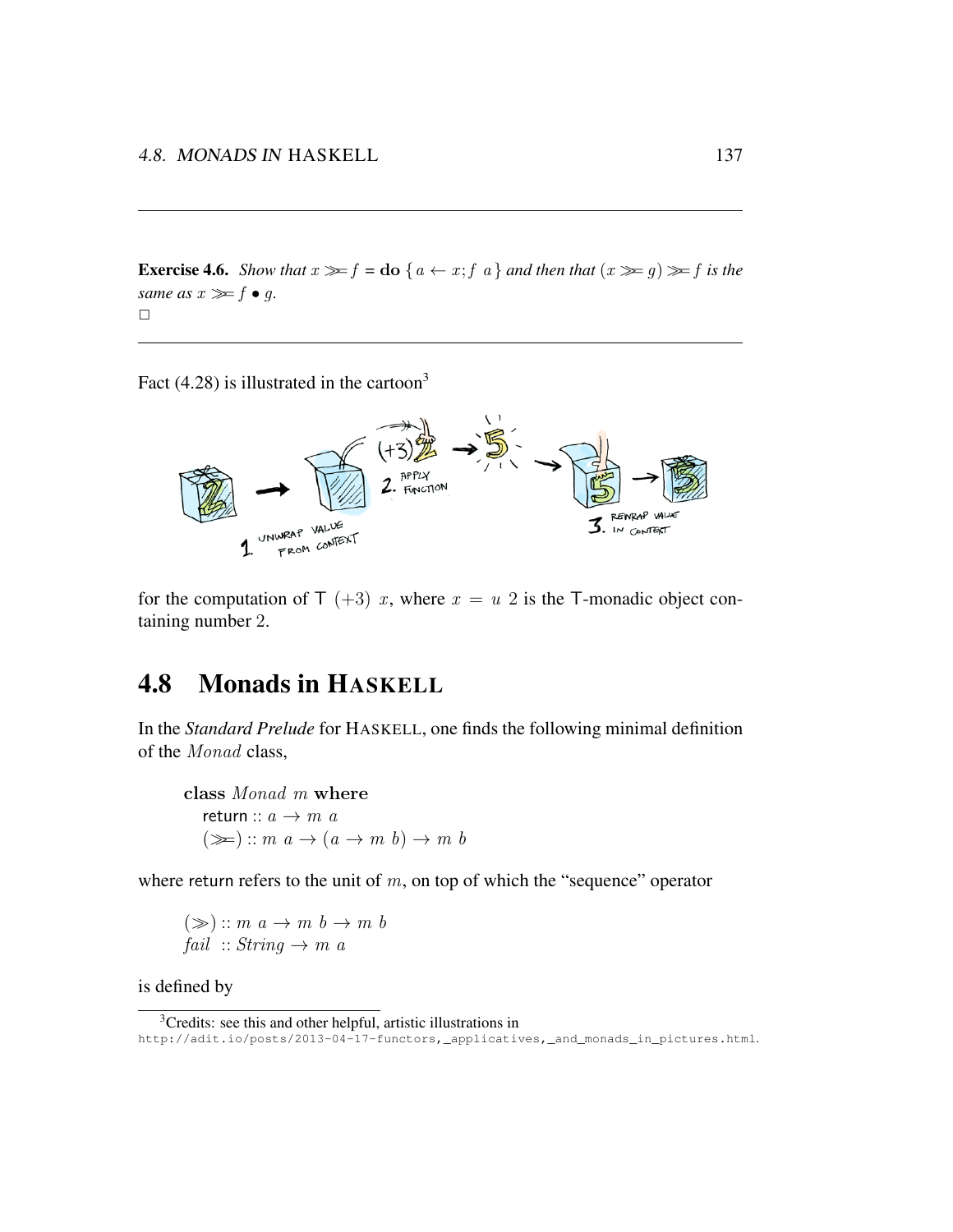---

**Exercise 4.6.** *Show that* $x \ggg f = \mathbf{do}\ \{a \leftarrow x; f\ a\}$ *and then that* $(x \ggg g) \ggg f$ *is the same as* $x \ggg f \bullet g$.
$\square$

---

Fact (4.28) is illustrated in the cartoon[3]

for the computation of $\mathsf{T}\ (+3)\ x$, where $x = u\ 2$ is the $\mathsf{T}$-monadic object containing number 2.

## 4.8 Monads in HASKELL

In the ***Standard Prelude*** for HASKELL, one finds the following minimal definition of the $Monad$ class,

$$
\begin{array}{l}
\textbf{class}\ Monad\ m\ \textbf{where} \\
\quad \mathsf{return} :: a \rightarrow m\ a \\
\quad (\ggg) :: m\ a \rightarrow (a \rightarrow m\ b) \rightarrow m\ b
\end{array}
$$

where $\mathsf{return}$ refers to the unit of $m$, on top of which the "sequence" operator

$$
\begin{array}{l}
(\gg) :: m\ a \rightarrow m\ b \rightarrow m\ b \\
fail\ :: String \rightarrow m\ a
\end{array}
$$

is defined by

[3] Credits: see this and other helpful, artistic illustrations in
http://adit.io/posts/2013-04-17-functors,_applicatives,_and_monads_in_pictures.html.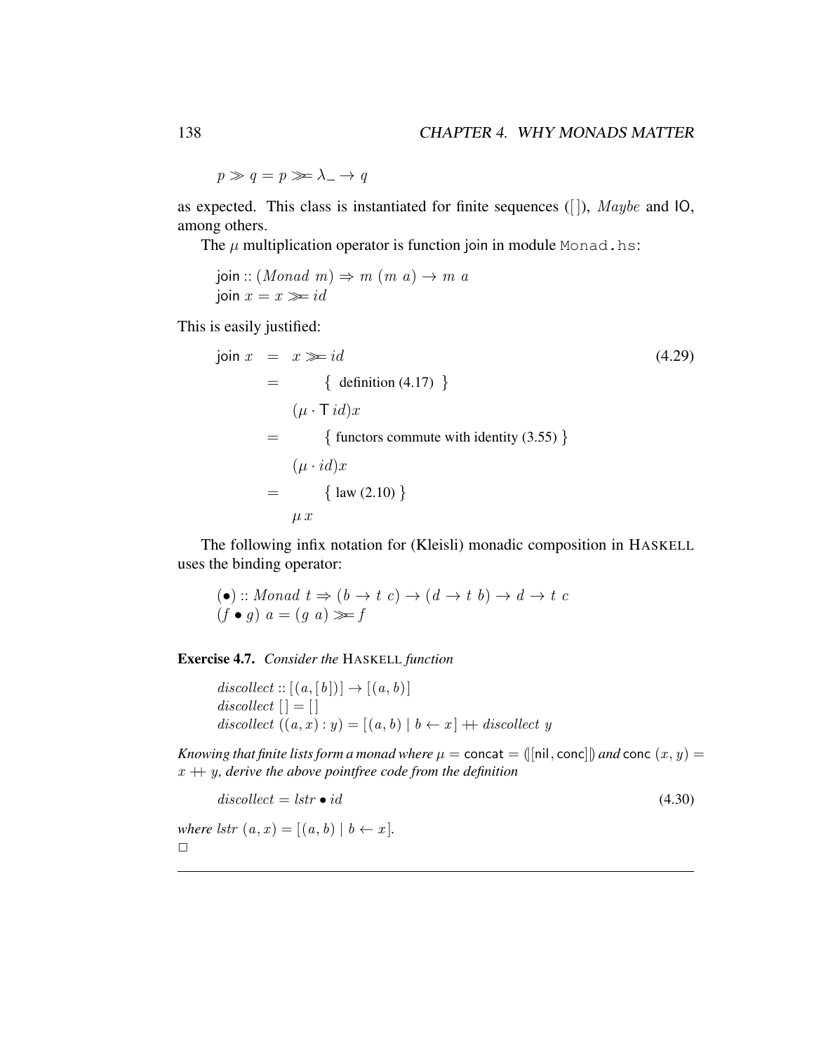$$p \gg q = p \gg\!= \lambda\_ \rightarrow q$$

as expected. This class is instantiated for finite sequences ($[\,]$), $Maybe$ and $\mathsf{IO}$, among others.

The $\mu$ multiplication operator is function $\mathsf{join}$ in module `Monad.hs`:

$$\begin{array}{l} \mathsf{join} :: (Monad\ m) \Rightarrow m\ (m\ a) \rightarrow m\ a \\ \mathsf{join}\ x = x \gg\!= id \end{array}$$

This is easily justified:

$$\begin{array}{rcl} \mathsf{join}\ x & = & x \gg\!= id \\ & = & \quad \{ \text{ definition (4.17) } \} \\ & & (\mu \cdot \mathsf{T}\, id)x \\ & = & \quad \{ \text{ functors commute with identity (3.55) } \} \\ & & (\mu \cdot id)x \\ & = & \quad \{ \text{ law (2.10) } \} \\ & & \mu\, x \end{array} \tag{4.29}$$

The following infix notation for (Kleisli) monadic composition in HASKELL uses the binding operator:

$$\begin{array}{l} (\bullet) :: Monad\ t \Rightarrow (b \rightarrow t\ c) \rightarrow (d \rightarrow t\ b) \rightarrow d \rightarrow t\ c \\ (f \bullet g)\ a = (g\ a) \gg\!= f \end{array}$$

**Exercise 4.7.** *Consider the* HASKELL *function*

$$\begin{array}{l} discollect :: [(a, [b])] \rightarrow [(a, b)] \\ discollect\ [\,] = [\,] \\ discollect\ ((a, x) : y) = [(a, b) \mid b \leftarrow x] +\!\!+\ discollect\ y \end{array}$$

*Knowing that finite lists form a monad where* $\mu = \mathsf{concat} = (\![\mathsf{nil}, \mathsf{conc}]\!)$ *and* $\mathsf{conc}\ (x, y) = x +\!\!+\ y$*, derive the above pointfree code from the definition*

$$discollect = lstr \bullet id \tag{4.30}$$

*where* $lstr\ (a, x) = [(a, b) \mid b \leftarrow x]$.

□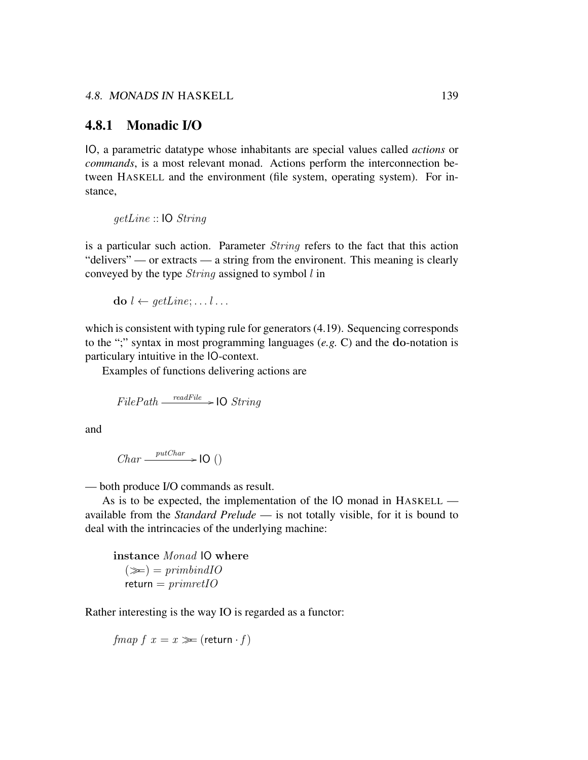### 4.8.1 Monadic I/O

$\mathsf{IO}$, a parametric datatype whose inhabitants are special values called *actions* or *commands*, is a most relevant monad. Actions perform the interconnection between HASKELL and the environment (file system, operating system). For instance,

$$getLine :: \mathsf{IO}\ String$$

is a particular such action. Parameter $String$ refers to the fact that this action "delivers" — or extracts — a string from the environent. This meaning is clearly conveyed by the type $String$ assigned to symbol $l$ in

$$\mathbf{do}\ l \leftarrow getLine; \ldots l \ldots$$

which is consistent with typing rule for generators (4.19). Sequencing corresponds to the ";" syntax in most programming languages (*e.g.* C) and the **do**-notation is particulary intuitive in the $\mathsf{IO}$-context.

Examples of functions delivering actions are

$$FilePath \xrightarrow{readFile} \mathsf{IO}\ String$$

and

$$Char \xrightarrow{putChar} \mathsf{IO}\ ()$$

— both produce I/O commands as result.

As is to be expected, the implementation of the $\mathsf{IO}$ monad in HASKELL — available from the *Standard Prelude* — is not totally visible, for it is bound to deal with the intrincacies of the underlying machine:

$$
\begin{array}{l}
\mathbf{instance}\ Monad\ \mathsf{IO}\ \mathbf{where} \\
\quad (\gg\!=) = primbindIO \\
\quad \mathsf{return} = primretIO
\end{array}
$$

Rather interesting is the way IO is regarded as a functor:

$$fmap\ f\ x = x \gg\!= (\mathsf{return} \cdot f)$$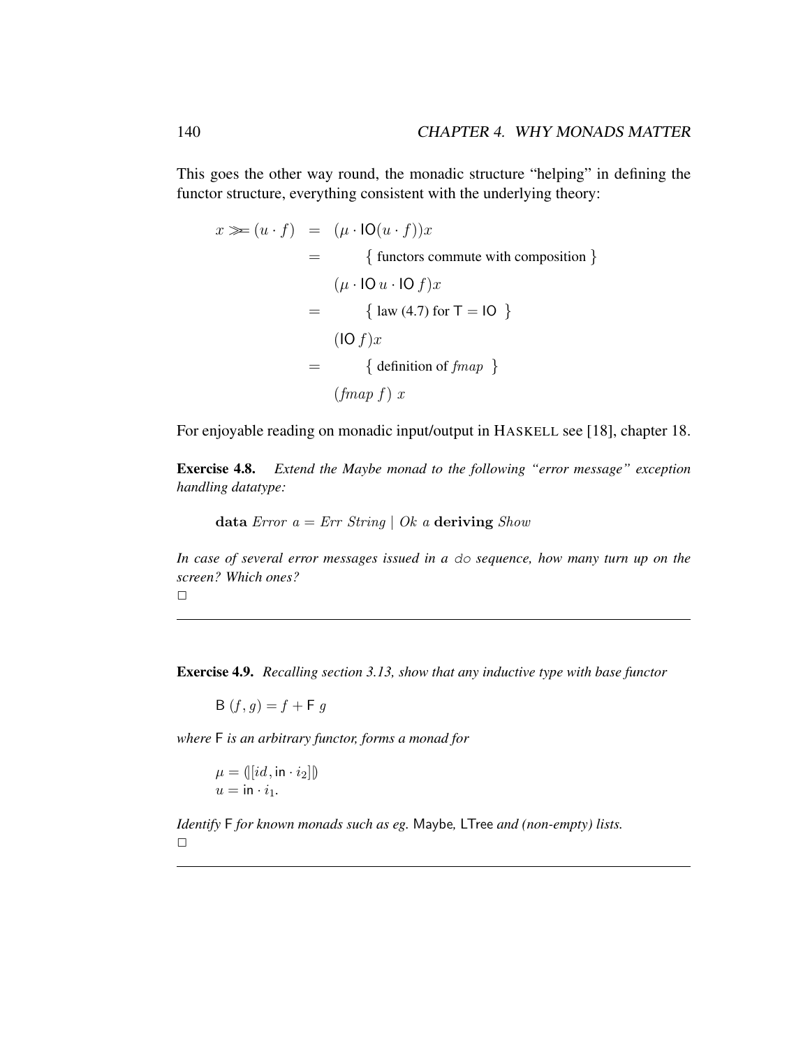This goes the other way round, the monadic structure "helping" in defining the functor structure, everything consistent with the underlying theory:

$$
\begin{array}{rcl}
x \gg\!= (u \cdot f) & = & (\mu \cdot \mathsf{IO}(u \cdot f))x \\
& = & \quad \{ \text{ functors commute with composition } \} \\
& & (\mu \cdot \mathsf{IO}\, u \cdot \mathsf{IO}\, f)x \\
& = & \quad \{ \text{ law (4.7) for } \mathsf{T} = \mathsf{IO} \ \} \\
& & (\mathsf{IO}\, f)x \\
& = & \quad \{ \text{ definition of } \mathit{fmap} \ \} \\
& & (\mathit{fmap}\ f)\ x
\end{array}
$$

For enjoyable reading on monadic input/output in HASKELL see [18], chapter 18.

**Exercise 4.8.** *Extend the Maybe monad to the following "error message" exception handling datatype:*

$$\mathbf{data}\ \mathit{Error}\ a = \mathit{Err}\ \mathit{String} \mid \mathit{Ok}\ a\ \mathbf{deriving}\ \mathit{Show}$$

*In case of several error messages issued in a `do` sequence, how many turn up on the screen? Which ones?*

□

---

**Exercise 4.9.** *Recalling section 3.13, show that any inductive type with base functor*

$$\mathsf{B}\ (f, g) = f + \mathsf{F}\ g$$

*where* $\mathsf{F}$ *is an arbitrary functor, forms a monad for*

$$\mu = (\![ [id, \mathsf{in} \cdot i_2] ]\!)$$
$$u = \mathsf{in} \cdot i_1.$$

*Identify* $\mathsf{F}$ *for known monads such as eg.* Maybe*,* LTree *and (non-empty) lists.*

□

---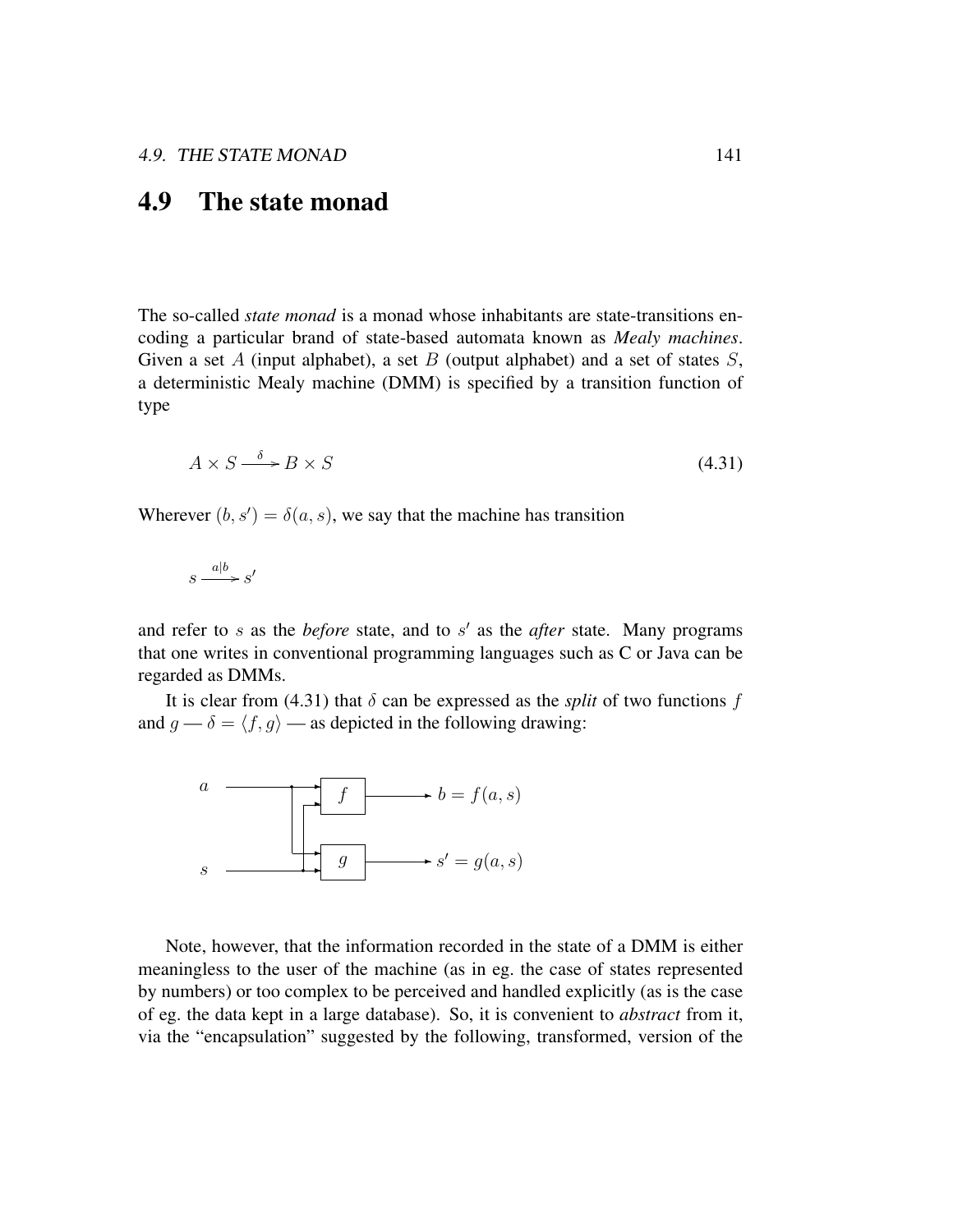## 4.9 The state monad

The so-called *state monad* is a monad whose inhabitants are state-transitions encoding a particular brand of state-based automata known as *Mealy machines*. Given a set $A$ (input alphabet), a set $B$ (output alphabet) and a set of states $S$, a deterministic Mealy machine (DMM) is specified by a transition function of type

$$A \times S \xrightarrow{\delta} B \times S \tag{4.31}$$

Wherever $(b, s') = \delta(a, s)$, we say that the machine has transition

$$s \xrightarrow{a|b} s'$$

and refer to $s$ as the *before* state, and to $s'$ as the *after* state. Many programs that one writes in conventional programming languages such as C or Java can be regarded as DMMs.

It is clear from (4.31) that $\delta$ can be expressed as the *split* of two functions $f$ and $g$ — $\delta = \langle f, g \rangle$ — as depicted in the following drawing:

Note, however, that the information recorded in the state of a DMM is either meaningless to the user of the machine (as in eg. the case of states represented by numbers) or too complex to be perceived and handled explicitly (as is the case of eg. the data kept in a large database). So, it is convenient to *abstract* from it, via the "encapsulation" suggested by the following, transformed, version of the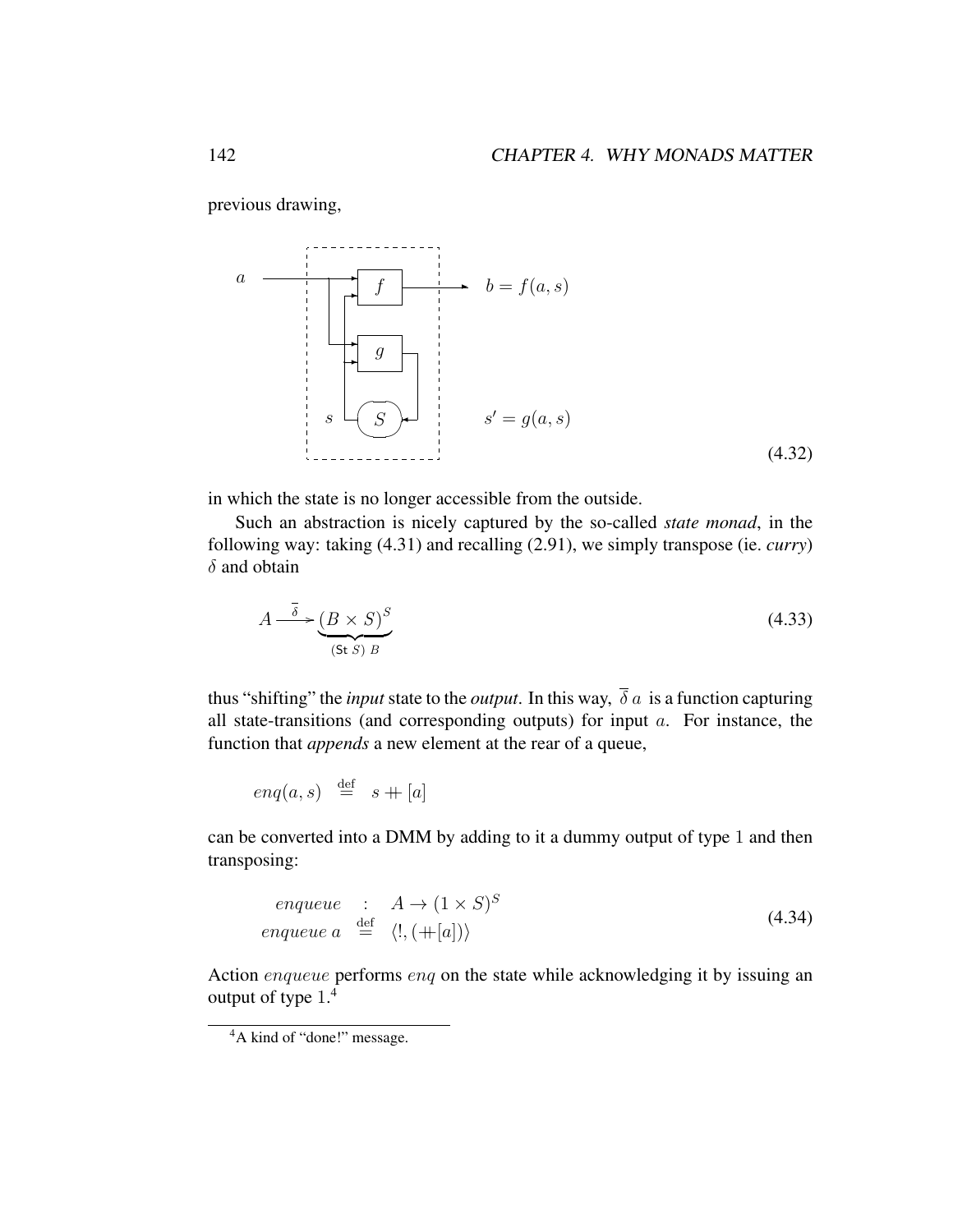previous drawing,

$$
a \longrightarrow \boxed{f} \longrightarrow b = f(a,s) \qquad \boxed{g} \qquad s \; \boxed{S} \qquad s' = g(a,s)
\tag{4.32}
$$

in which the state is no longer accessible from the outside.

Such an abstraction is nicely captured by the so-called *state monad*, in the following way: taking (4.31) and recalling (2.91), we simply transpose (ie. *curry*) $\delta$ and obtain

$$
A \xrightarrow{\overline{\delta}} \underbrace{(B \times S)^S}_{(\mathsf{St}\ S)\ B}
\tag{4.33}
$$

thus "shifting" the *input* state to the *output*. In this way, $\overline{\delta}\ a$ is a function capturing all state-transitions (and corresponding outputs) for input $a$. For instance, the function that *appends* a new element at the rear of a queue,

$$
enq(a, s) \stackrel{\text{def}}{=} s ++ [a]
$$

can be converted into a DMM by adding to it a dummy output of type $1$ and then transposing:

$$
\begin{array}{rcl}
enqueue & : & A \rightarrow (1 \times S)^S \\
enqueue\ a & \stackrel{\text{def}}{=} & \langle !, (++[a]) \rangle
\end{array}
\tag{4.34}
$$

Action $enqueue$ performs $enq$ on the state while acknowledging it by issuing an output of type $1$.[4]

[4] A kind of "done!" message.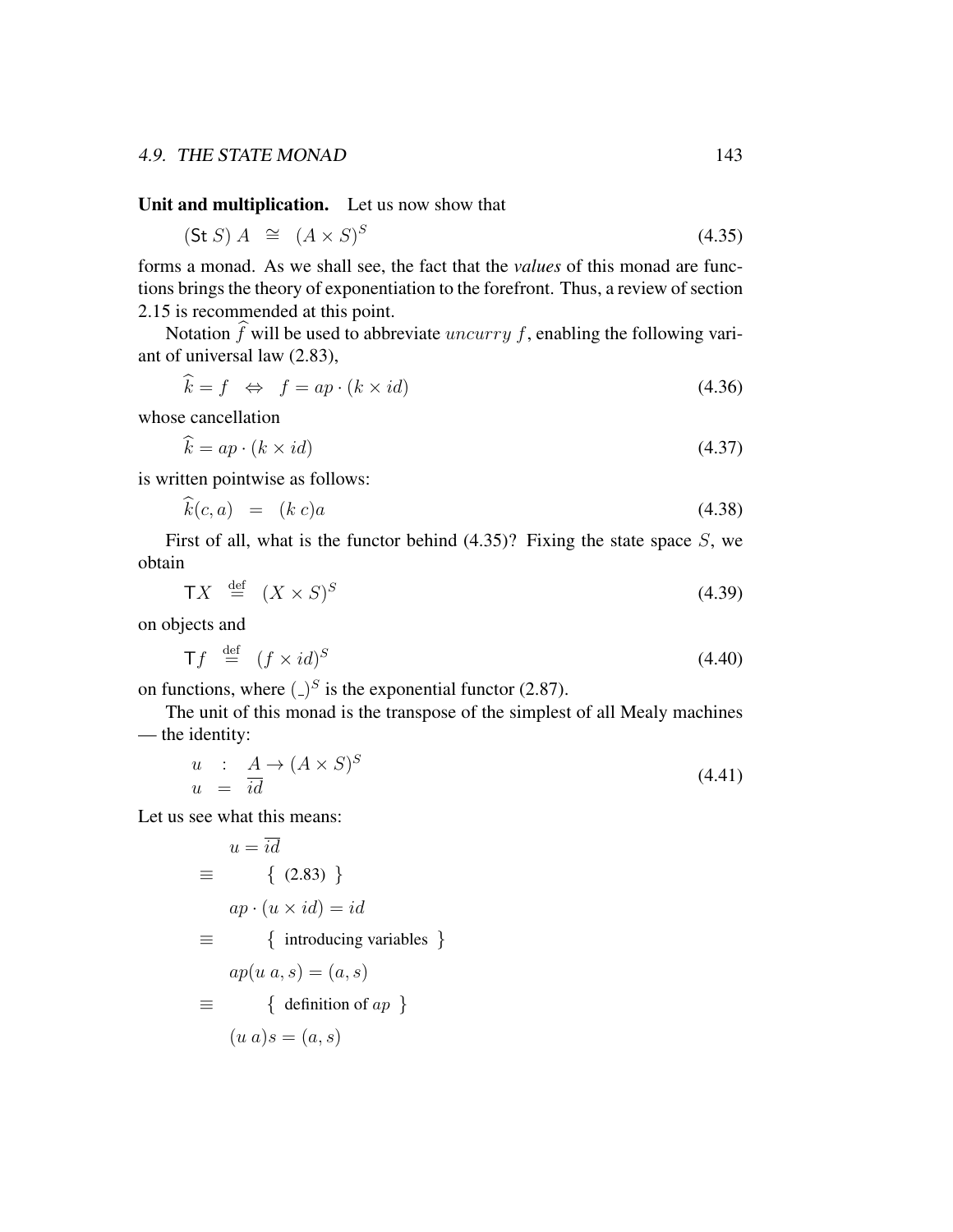**Unit and multiplication.** Let us now show that

$$(\mathsf{St}\ S)\ A \quad \cong \quad (A \times S)^S \tag{4.35}$$

forms a monad. As we shall see, the fact that the *values* of this monad are functions brings the theory of exponentiation to the forefront. Thus, a review of section 2.15 is recommended at this point.

Notation $\widehat{f}$ will be used to abbreviate $uncurry\ f$, enabling the following variant of universal law (2.83),

$$\widehat{k} = f \quad \Leftrightarrow \quad f = ap \cdot (k \times id) \tag{4.36}$$

whose cancellation

$$\widehat{k} = ap \cdot (k \times id) \tag{4.37}$$

is written pointwise as follows:

$$\widehat{k}(c, a) \quad = \quad (k\ c)a \tag{4.38}$$

First of all, what is the functor behind (4.35)? Fixing the state space $S$, we obtain

$$\mathsf{T}X \quad \stackrel{\text{def}}{=} \quad (X \times S)^S \tag{4.39}$$

on objects and

$$\mathsf{T}f \quad \stackrel{\text{def}}{=} \quad (f \times id)^S \tag{4.40}$$

on functions, where $(\_)^S$ is the exponential functor (2.87).

The unit of this monad is the transpose of the simplest of all Mealy machines — the identity:

$$\begin{array}{lcl} u & : & A \to (A \times S)^S \\ u & = & \overline{id} \end{array} \tag{4.41}$$

Let us see what this means:

$$
\begin{array}{ll}
 & u = \overline{id} \\
\equiv & \quad \{ \text{ (2.83) } \} \\
 & ap \cdot (u \times id) = id \\
\equiv & \quad \{ \text{ introducing variables } \} \\
 & ap(u\ a, s) = (a, s) \\
\equiv & \quad \{ \text{ definition of } ap \ \} \\
 & (u\ a)s = (a, s)
\end{array}
$$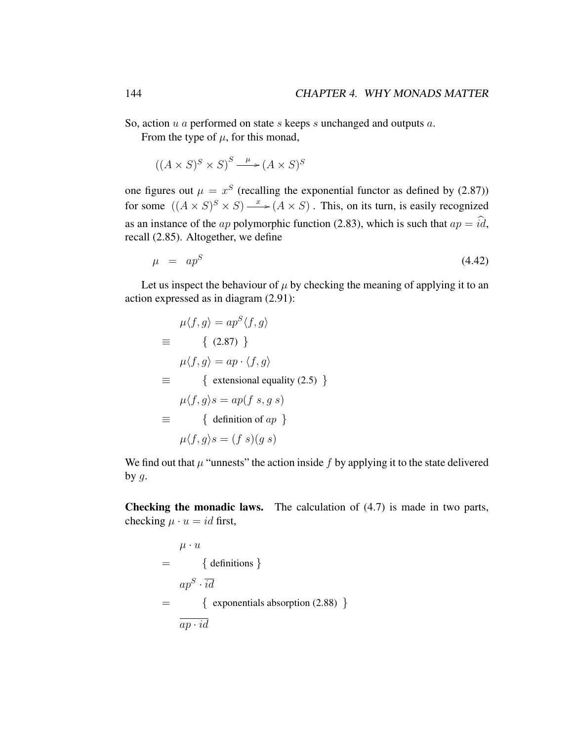So, action $u\ a$ performed on state $s$ keeps $s$ unchanged and outputs $a$.

From the type of $\mu$, for this monad,

$$((A \times S)^S \times S)^S \xrightarrow{\mu} (A \times S)^S$$

one figures out $\mu = x^S$ (recalling the exponential functor as defined by (2.87)) for some $((A \times S)^S \times S) \xrightarrow{x} (A \times S)$. This, on its turn, is easily recognized as an instance of the $ap$ polymorphic function (2.83), which is such that $ap = \widehat{id}$, recall (2.85). Altogether, we define

$$\mu \;\; = \;\; ap^S \tag{4.42}$$

Let us inspect the behaviour of $\mu$ by checking the meaning of applying it to an action expressed as in diagram (2.91):

$$
\begin{array}{ll}
& \mu\langle f, g\rangle = ap^S\langle f, g\rangle \\
\equiv & \qquad \{ \text{ (2.87) } \} \\
& \mu\langle f, g\rangle = ap \cdot \langle f, g\rangle \\
\equiv & \qquad \{ \text{ extensional equality (2.5) } \} \\
& \mu\langle f, g\rangle s = ap(f\ s, g\ s) \\
\equiv & \qquad \{ \text{ definition of } ap \text{ } \} \\
& \mu\langle f, g\rangle s = (f\ s)(g\ s)
\end{array}
$$

We find out that $\mu$ "unnests" the action inside $f$ by applying it to the state delivered by $g$.

**Checking the monadic laws.** The calculation of (4.7) is made in two parts, checking $\mu \cdot u = id$ first,

$$
\begin{array}{ll}
& \mu \cdot u \\
= & \qquad \{ \text{ definitions } \} \\
& ap^S \cdot \overline{id} \\
= & \qquad \{ \text{ exponentials absorption (2.88) } \} \\
& \overline{ap \cdot id}
\end{array}
$$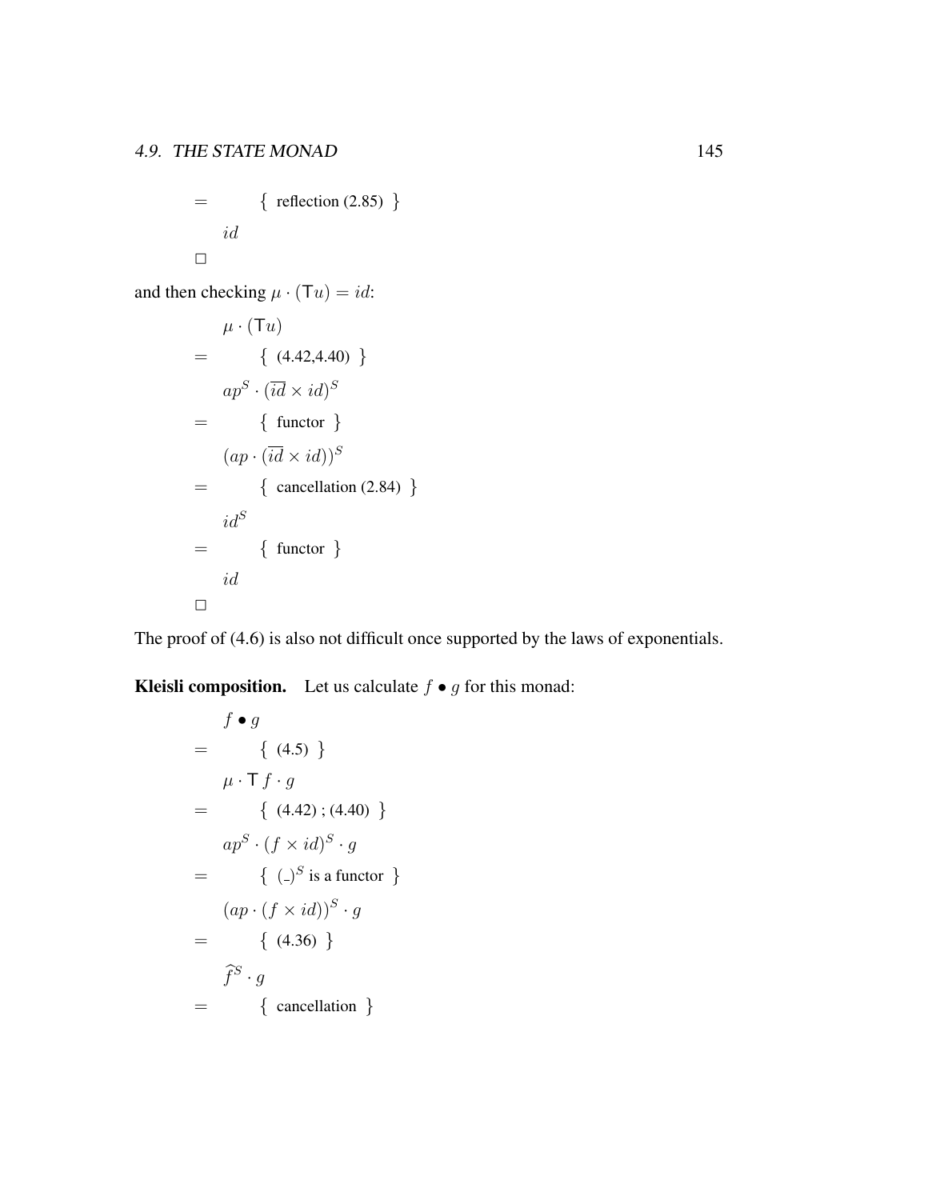$$
\begin{array}{ll}
= & \{ \text{ reflection (2.85) } \} \\
& id
\end{array}
$$

$\Box$

and then checking $\mu \cdot (\mathsf{T} u) = id$:

$$
\begin{array}{ll}
& \mu \cdot (\mathsf{T} u) \\
= & \{ \text{ (4.42,4.40) } \} \\
& ap^S \cdot (\overline{id} \times id)^S \\
= & \{ \text{ functor } \} \\
& (ap \cdot (\overline{id} \times id))^S \\
= & \{ \text{ cancellation (2.84) } \} \\
& id^S \\
= & \{ \text{ functor } \} \\
& id
\end{array}
$$

$\Box$

The proof of (4.6) is also not difficult once supported by the laws of exponentials.

**Kleisli composition.** Let us calculate $f \bullet g$ for this monad:

$$
\begin{array}{ll}
& f \bullet g \\
= & \{ \text{ (4.5) } \} \\
& \mu \cdot \mathsf{T}\, f \cdot g \\
= & \{ \text{ (4.42) ; (4.40) } \} \\
& ap^S \cdot (f \times id)^S \cdot g \\
= & \{ \text{ } (\_)^S \text{ is a functor } \} \\
& (ap \cdot (f \times id))^S \cdot g \\
= & \{ \text{ (4.36) } \} \\
& \widehat{f}^S \cdot g \\
= & \{ \text{ cancellation } \}
\end{array}
$$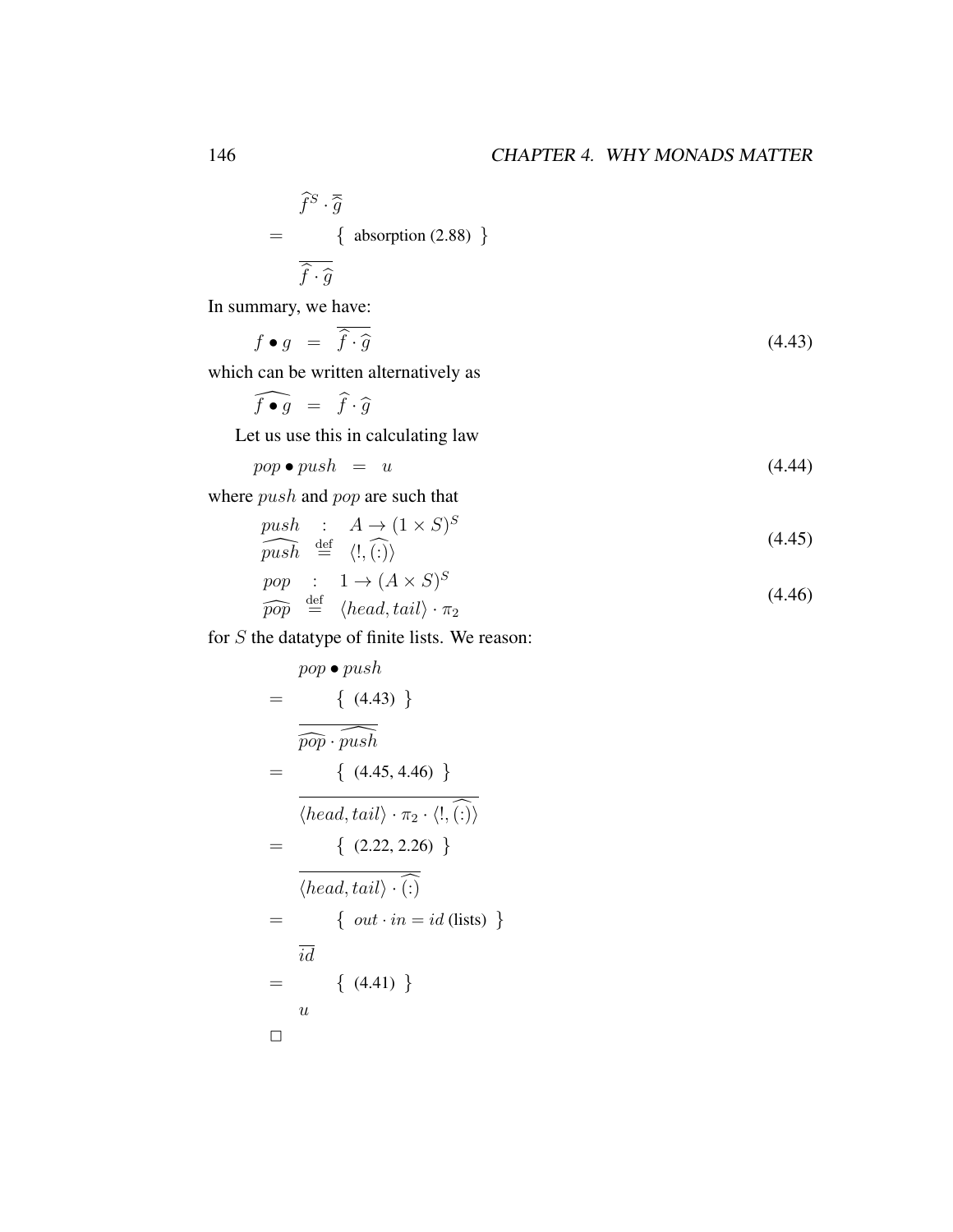$$
\begin{array}{ll}
& \widehat{f}^S \cdot \overline{\overline{\widehat{g}}} \\
= & \quad \{ \text{ absorption (2.88) } \} \\
& \overline{\widehat{f} \cdot \widehat{g}}
\end{array}
$$

In summary, we have:

$$
f \bullet g \;\; = \;\; \overline{\widehat{f} \cdot \widehat{g}} \tag{4.43}
$$

which can be written alternatively as

$$
\widehat{f \bullet g} \;\; = \;\; \widehat{f} \cdot \widehat{g}
$$

Let us use this in calculating law

$$
pop \bullet push \;\; = \;\; u \tag{4.44}
$$

where $push$ and $pop$ are such that

$$
\begin{array}{lcl}
push & : & A \to (1 \times S)^S \\
\widehat{push} & \stackrel{\mathrm{def}}{=} & \langle !, \widehat{(:)} \rangle
\end{array} \tag{4.45}
$$

$$
\begin{array}{lcl}
pop & : & 1 \to (A \times S)^S \\
\widehat{pop} & \stackrel{\mathrm{def}}{=} & \langle head, tail \rangle \cdot \pi_2
\end{array} \tag{4.46}
$$

for $S$ the datatype of finite lists. We reason:

$$
\begin{array}{ll}
& pop \bullet push \\
= & \quad \{ \text{ (4.43) } \} \\
& \overline{\widehat{pop} \cdot \widehat{push}} \\
= & \quad \{ \text{ (4.45, 4.46) } \} \\
& \overline{\langle head, tail \rangle \cdot \pi_2 \cdot \langle !, \widehat{(:)} \rangle} \\
= & \quad \{ \text{ (2.22, 2.26) } \} \\
& \overline{\langle head, tail \rangle \cdot \widehat{(:)}} \\
= & \quad \{ \; out \cdot in = id \text{ (lists) } \} \\
& \overline{id} \\
= & \quad \{ \text{ (4.41) } \} \\
& u
\end{array}
$$

$\square$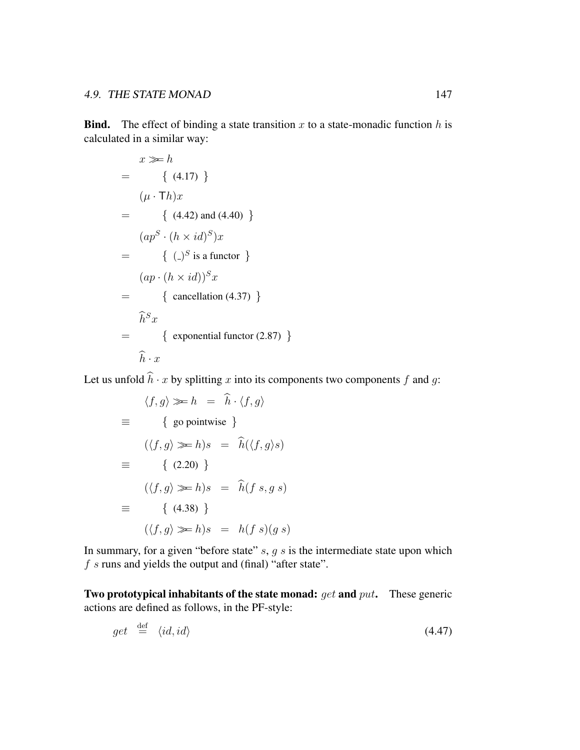**Bind.** The effect of binding a state transition $x$ to a state-monadic function $h$ is calculated in a similar way:

$$
\begin{array}{ll}
& x \gg\!= h \\
= & \quad \{ \text{ (4.17) } \} \\
& (\mu \cdot \mathsf{T}h)x \\
= & \quad \{ \text{ (4.42) and (4.40) } \} \\
& (ap^S \cdot (h \times id)^S)x \\
= & \quad \{ \text{ } (\_)^S \text{ is a functor } \} \\
& (ap \cdot (h \times id))^S x \\
= & \quad \{ \text{ cancellation (4.37) } \} \\
& \widehat{h}^S x \\
= & \quad \{ \text{ exponential functor (2.87) } \} \\
& \widehat{h} \cdot x
\end{array}
$$

Let us unfold $\widehat{h} \cdot x$ by splitting $x$ into its components two components $f$ and $g$:

$$
\begin{array}{ll}
& \langle f, g \rangle \gg\!= h \;\; = \;\; \widehat{h} \cdot \langle f, g \rangle \\
\equiv & \quad \{ \text{ go pointwise } \} \\
& (\langle f, g \rangle \gg\!= h)s \;\; = \;\; \widehat{h}(\langle f, g \rangle s) \\
\equiv & \quad \{ \text{ (2.20) } \} \\
& (\langle f, g \rangle \gg\!= h)s \;\; = \;\; \widehat{h}(f\ s, g\ s) \\
\equiv & \quad \{ \text{ (4.38) } \} \\
& (\langle f, g \rangle \gg\!= h)s \;\; = \;\; h(f\ s)(g\ s)
\end{array}
$$

In summary, for a given "before state" $s$, $g\ s$ is the intermediate state upon which $f\ s$ runs and yields the output and (final) "after state".

**Two prototypical inhabitants of the state monad:** $get$ **and** $put$**.** These generic actions are defined as follows, in the PF-style:

$$
get \stackrel{\text{def}}{=} \langle id, id \rangle \tag{4.47}
$$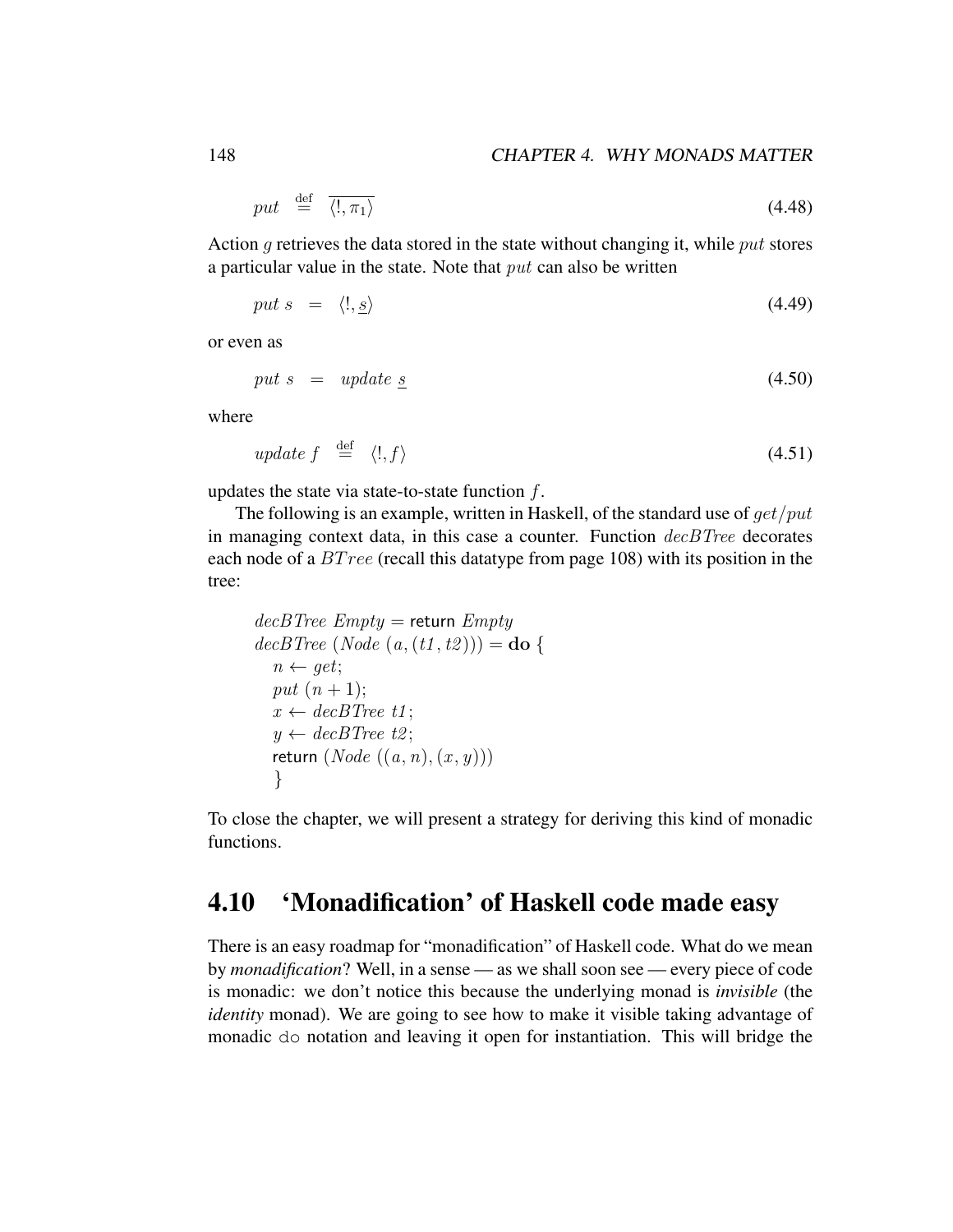$$put \stackrel{\mathrm{def}}{=} \overline{\langle !, \pi_1 \rangle} \qquad (4.48)$$

Action $g$ retrieves the data stored in the state without changing it, while $put$ stores a particular value in the state. Note that $put$ can also be written

$$put\ s \;=\; \langle !, \underline{s} \rangle \qquad (4.49)$$

or even as

$$put\ s \;=\; update\ \underline{s} \qquad (4.50)$$

where

$$update\ f \stackrel{\mathrm{def}}{=} \langle !, f \rangle \qquad (4.51)$$

updates the state via state-to-state function $f$.

The following is an example, written in Haskell, of the standard use of $get/put$ in managing context data, in this case a counter. Function $decBTree$ decorates each node of a $BTree$ (recall this datatype from page 108) with its position in the tree:

```
decBTree Empty = return Empty
decBTree (Node (a, (t1, t2))) = do {
   n <- get;
   put (n + 1);
   x <- decBTree t1;
   y <- decBTree t2;
   return (Node ((a, n), (x, y)))
   }
```

To close the chapter, we will present a strategy for deriving this kind of monadic functions.

## 4.10 'Monadification' of Haskell code made easy

There is an easy roadmap for "monadification" of Haskell code. What do we mean by *monadification*? Well, in a sense — as we shall soon see — every piece of code is monadic: we don't notice this because the underlying monad is *invisible* (the *identity* monad). We are going to see how to make it visible taking advantage of monadic `do` notation and leaving it open for instantiation. This will bridge the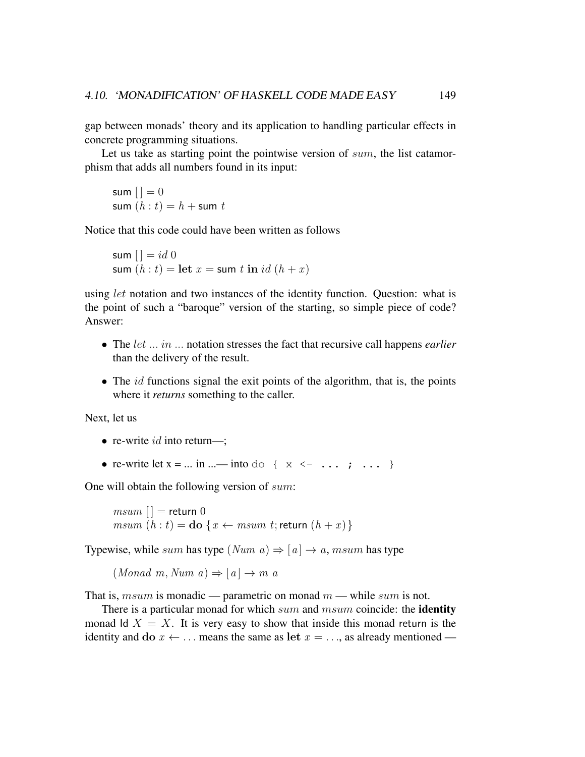gap between monads' theory and its application to handling particular effects in concrete programming situations.

Let us take as starting point the pointwise version of $sum$, the list catamorphism that adds all numbers found in its input:

$$\begin{array}{l} \mathsf{sum}\ [\,] = 0 \\ \mathsf{sum}\ (h : t) = h + \mathsf{sum}\ t \end{array}$$

Notice that this code could have been written as follows

$$\begin{array}{l} \mathsf{sum}\ [\,] = id\ 0 \\ \mathsf{sum}\ (h : t) = \mathbf{let}\ x = \mathsf{sum}\ t\ \mathbf{in}\ id\ (h + x) \end{array}$$

using $let$ notation and two instances of the identity function. Question: what is the point of such a "baroque" version of the starting, so simple piece of code? Answer:

- The $let$ ... $in$ ... notation stresses the fact that recursive call happens *earlier* than the delivery of the result.
- The $id$ functions signal the exit points of the algorithm, that is, the points where it *returns* something to the caller.

Next, let us

- re-write $id$ into return—;
- re-write let x = ... in ...— into `do { x <- ... ; ... }`

One will obtain the following version of $sum$:

$$\begin{array}{l} msum\ [\,] = \mathsf{return}\ 0 \\ msum\ (h : t) = \mathbf{do}\ \{x \leftarrow msum\ t; \mathsf{return}\ (h + x)\} \end{array}$$

Typewise, while $sum$ has type $(Num\ a) \Rightarrow [\,a\,] \rightarrow a$, $msum$ has type

$$(Monad\ m, Num\ a) \Rightarrow [\,a\,] \rightarrow m\ a$$

That is, $msum$ is monadic — parametric on monad $m$ — while $sum$ is not.

There is a particular monad for which $sum$ and $msum$ coincide: the **identity** monad $\mathsf{Id}\ X = X$. It is very easy to show that inside this monad return is the identity and $\mathbf{do}\ x \leftarrow \ldots$ means the same as $\mathbf{let}\ x = \ldots$, as already mentioned —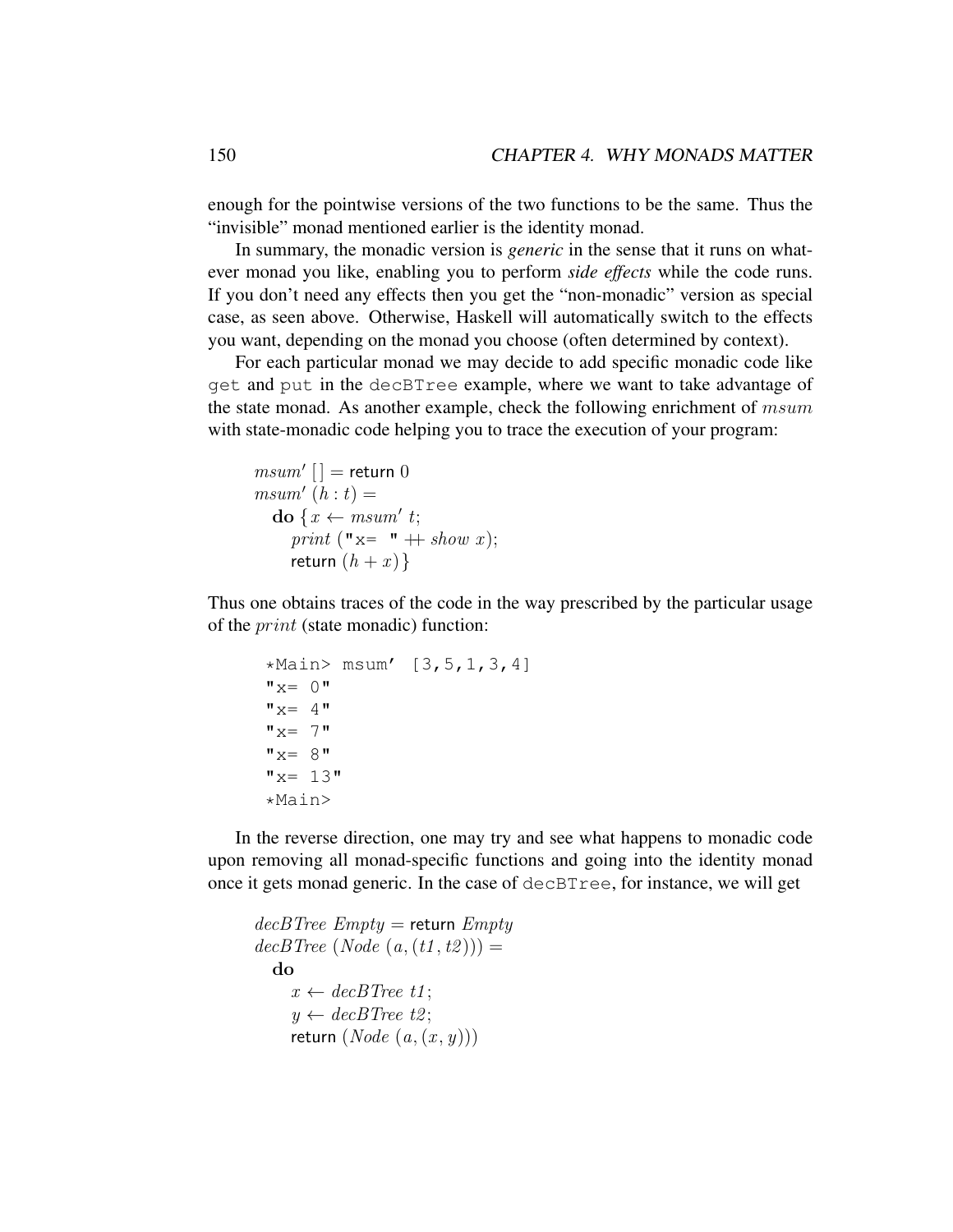enough for the pointwise versions of the two functions to be the same. Thus the "invisible" monad mentioned earlier is the identity monad.

In summary, the monadic version is *generic* in the sense that it runs on whatever monad you like, enabling you to perform *side effects* while the code runs. If you don't need any effects then you get the "non-monadic" version as special case, as seen above. Otherwise, Haskell will automatically switch to the effects you want, depending on the monad you choose (often determined by context).

For each particular monad we may decide to add specific monadic code like `get` and `put` in the `decBTree` example, where we want to take advantage of the state monad. As another example, check the following enrichment of $msum$ with state-monadic code helping you to trace the execution of your program:

```
msum' [] = return 0
msum' (h : t) =
  do { x <- msum' t;
       print ("x=  " ++ show x);
       return (h + x) }
```

Thus one obtains traces of the code in the way prescribed by the particular usage of the $print$ (state monadic) function:

```
*Main> msum' [3,5,1,3,4]
"x= 0"
"x= 4"
"x= 7"
"x= 8"
"x= 13"
*Main>
```

In the reverse direction, one may try and see what happens to monadic code upon removing all monad-specific functions and going into the identity monad once it gets monad generic. In the case of `decBTree`, for instance, we will get

```
decBTree Empty = return Empty
decBTree (Node (a, (t1, t2))) =
  do
    x <- decBTree t1;
    y <- decBTree t2;
    return (Node (a, (x, y)))
```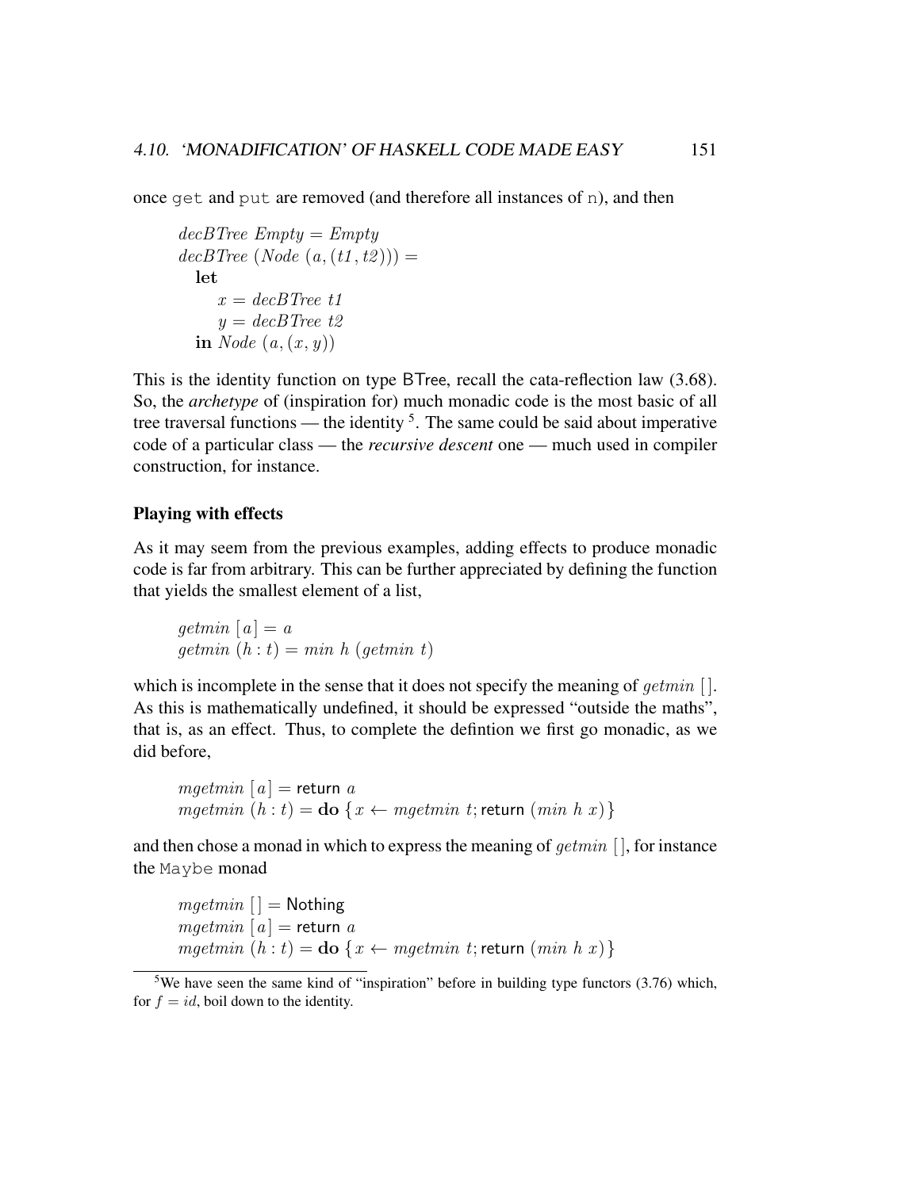once `get` and `put` are removed (and therefore all instances of `n`), and then

$$
\begin{array}{l}
\mathit{decBTree}\ \mathit{Empty} = \mathit{Empty} \\
\mathit{decBTree}\ (\mathit{Node}\ (a, (t1, t2))) = \\
\quad \mathbf{let} \\
\qquad x = \mathit{decBTree}\ t1 \\
\qquad y = \mathit{decBTree}\ t2 \\
\quad \mathbf{in}\ \mathit{Node}\ (a, (x, y))
\end{array}
$$

This is the identity function on type BTree, recall the cata-reflection law (3.68). So, the *archetype* of (inspiration for) much monadic code is the most basic of all tree traversal functions — the identity [5]. The same could be said about imperative code of a particular class — the *recursive descent* one — much used in compiler construction, for instance.

**Playing with effects**

As it may seem from the previous examples, adding effects to produce monadic code is far from arbitrary. This can be further appreciated by defining the function that yields the smallest element of a list,

$$
\begin{array}{l}
\mathit{getmin}\ [a] = a \\
\mathit{getmin}\ (h : t) = \mathit{min}\ h\ (\mathit{getmin}\ t)
\end{array}
$$

which is incomplete in the sense that it does not specify the meaning of $\mathit{getmin}\ [\,]$. As this is mathematically undefined, it should be expressed "outside the maths", that is, as an effect. Thus, to complete the defintion we first go monadic, as we did before,

$$
\begin{array}{l}
\mathit{mgetmin}\ [a] = \mathsf{return}\ a \\
\mathit{mgetmin}\ (h : t) = \mathbf{do}\ \{x \leftarrow \mathit{mgetmin}\ t; \mathsf{return}\ (\mathit{min}\ h\ x)\}
\end{array}
$$

and then chose a monad in which to express the meaning of $\mathit{getmin}\ [\,]$, for instance the `Maybe` monad

$$
\begin{array}{l}
\mathit{mgetmin}\ [\,] = \mathsf{Nothing} \\
\mathit{mgetmin}\ [a] = \mathsf{return}\ a \\
\mathit{mgetmin}\ (h : t) = \mathbf{do}\ \{x \leftarrow \mathit{mgetmin}\ t; \mathsf{return}\ (\mathit{min}\ h\ x)\}
\end{array}
$$

[5] We have seen the same kind of "inspiration" before in building type functors (3.76) which, for $f = id$, boil down to the identity.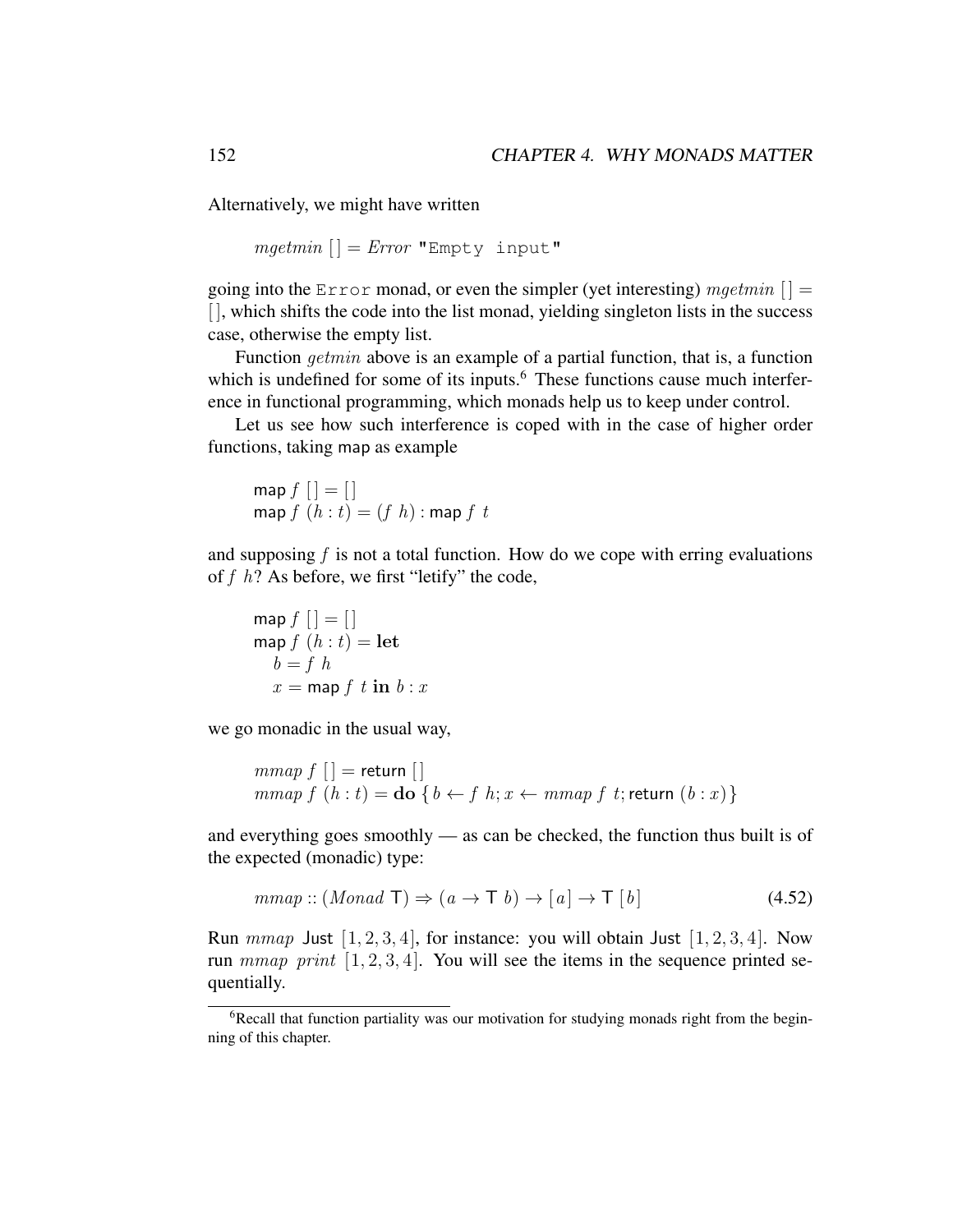Alternatively, we might have written

$$mgetmin\ [\,] = Error\ \texttt{"Empty input"}$$

going into the `Error` monad, or even the simpler (yet interesting) $mgetmin\ [\,] = [\,]$, which shifts the code into the list monad, yielding singleton lists in the success case, otherwise the empty list.

Function $getmin$ above is an example of a partial function, that is, a function which is undefined for some of its inputs.[6] These functions cause much interference in functional programming, which monads help us to keep under control.

Let us see how such interference is coped with in the case of higher order functions, taking map as example

$$\begin{array}{l} \mathsf{map}\ f\ [\,] = [\,] \\ \mathsf{map}\ f\ (h : t) = (f\ h) : \mathsf{map}\ f\ t \end{array}$$

and supposing $f$ is not a total function. How do we cope with erring evaluations of $f\ h$? As before, we first "letify" the code,

$$\begin{array}{l} \mathsf{map}\ f\ [\,] = [\,] \\ \mathsf{map}\ f\ (h : t) = \mathbf{let} \\ \quad b = f\ h \\ \quad x = \mathsf{map}\ f\ t\ \mathbf{in}\ b : x \end{array}$$

we go monadic in the usual way,

$$\begin{array}{l} mmap\ f\ [\,] = \mathsf{return}\ [\,] \\ mmap\ f\ (h : t) = \mathbf{do}\ \{\, b \leftarrow f\ h; x \leftarrow mmap\ f\ t; \mathsf{return}\ (b : x) \} \end{array}$$

and everything goes smoothly — as can be checked, the function thus built is of the expected (monadic) type:

$$mmap :: (Monad\ \mathsf{T}) \Rightarrow (a \rightarrow \mathsf{T}\ b) \rightarrow [\,a\,] \rightarrow \mathsf{T}\ [\,b\,] \tag{4.52}$$

Run $mmap$ Just $[1, 2, 3, 4]$, for instance: you will obtain Just $[1, 2, 3, 4]$. Now run $mmap\ print\ [1, 2, 3, 4]$. You will see the items in the sequence printed sequentially.

---

[6] Recall that function partiality was our motivation for studying monads right from the beginning of this chapter.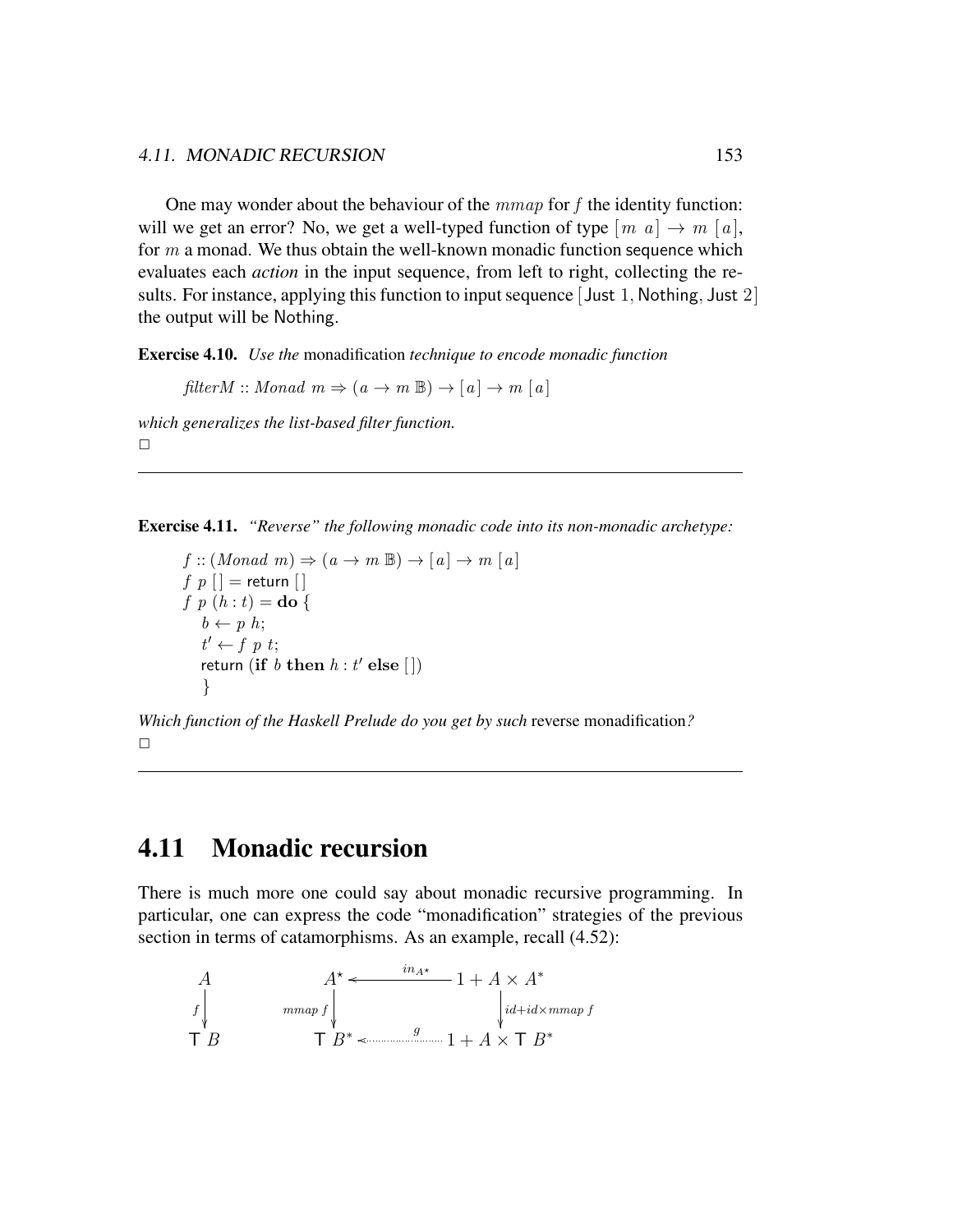One may wonder about the behaviour of the $mmap$ for $f$ the identity function: will we get an error? No, we get a well-typed function of type $[m\ a] \rightarrow m\ [a]$, for $m$ a monad. We thus obtain the well-known monadic function sequence which evaluates each *action* in the input sequence, from left to right, collecting the results. For instance, applying this function to input sequence $[\mathsf{Just}\ 1, \mathsf{Nothing}, \mathsf{Just}\ 2]$ the output will be Nothing.

**Exercise 4.10.** *Use the* monadification *technique to encode monadic function*

$$filterM :: Monad\ m \Rightarrow (a \rightarrow m\ \mathbb{B}) \rightarrow [a] \rightarrow m\ [a]$$

*which generalizes the list-based filter function.*

□

---

**Exercise 4.11.** *"Reverse" the following monadic code into its non-monadic archetype:*

$$
\begin{array}{l}
f :: (Monad\ m) \Rightarrow (a \rightarrow m\ \mathbb{B}) \rightarrow [a] \rightarrow m\ [a] \\
f\ p\ [\,] = \mathsf{return}\ [\,] \\
f\ p\ (h : t) = \mathbf{do}\ \{ \\
\quad b \leftarrow p\ h; \\
\quad t' \leftarrow f\ p\ t; \\
\quad \mathsf{return}\ (\mathbf{if}\ b\ \mathbf{then}\ h : t'\ \mathbf{else}\ [\,]) \\
\quad \}
\end{array}
$$

*Which function of the Haskell Prelude do you get by such* reverse monadification*?*

□

---

## 4.11 Monadic recursion

There is much more one could say about monadic recursive programming. In particular, one can express the code "monadification" strategies of the previous section in terms of catamorphisms. As an example, recall (4.52):

$$
\begin{array}{ccc}
A & & A^{\star} \xleftarrow{\ in_{A^{\star}}\ } 1 + A \times A^{*} \\
\downarrow f & & mmap\ f \downarrow \qquad\qquad \downarrow id + id \times mmap\ f \\
\mathsf{T}\ B & & \mathsf{T}\ B^{*} \xleftarrow{\quad g\quad } 1 + A \times \mathsf{T}\ B^{*}
\end{array}
$$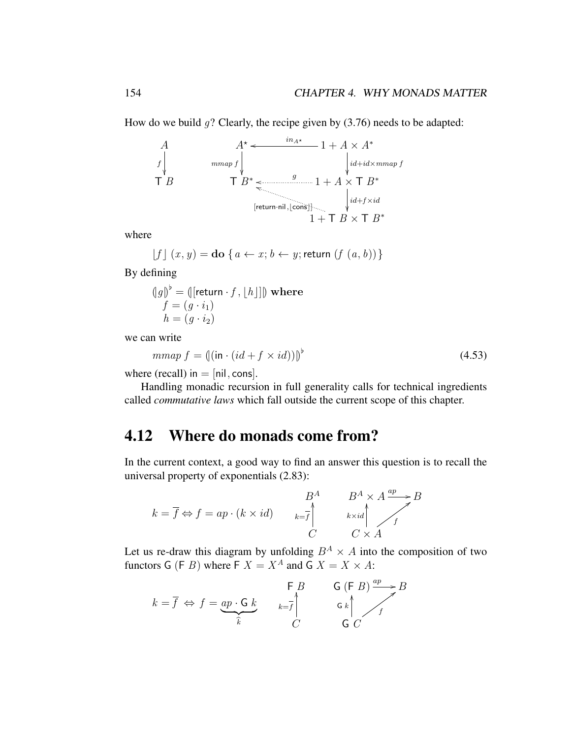How do we build $g$? Clearly, the recipe given by (3.76) needs to be adapted:

$$
\begin{array}{ccccc}
A & \quad & A^\star & \xleftarrow{in_{A^\star}} & 1 + A \times A^* \\
\downarrow f & & \downarrow mmap\ f & & \downarrow id+id\times mmap\ f \\
\mathsf{T}\ B & & \mathsf{T}\ B^* & \xleftarrow{g} & 1 + A \times \mathsf{T}\ B^* \\
 & & & \nwarrow [\mathsf{return}\cdot\mathsf{nil}\,,\lfloor\mathsf{cons}\rfloor] & \downarrow id+f\times id \\
 & & & & 1 + \mathsf{T}\ B \times \mathsf{T}\ B^*
\end{array}
$$

where

$$\lfloor f \rfloor\ (x, y) = \mathbf{do}\ \{\, a \leftarrow x; b \leftarrow y; \mathsf{return}\ (f\ (a, b))\}$$

By defining

$$
\begin{array}{l}
(\!|g|\!)^\flat = (\!|[\mathsf{return}\cdot f\,,\lfloor h \rfloor]|\!)\ \mathbf{where} \\
\quad f = (g \cdot i_1) \\
\quad h = (g \cdot i_2)
\end{array}
$$

we can write

$$mmap\ f = (\!|(\mathsf{in}\cdot(id + f \times id))|\!)^\flat \tag{4.53}$$

where (recall) $\mathsf{in} = [\mathsf{nil}\,,\mathsf{cons}]$.

Handling monadic recursion in full generality calls for technical ingredients called *commutative laws* which fall outside the current scope of this chapter.

## 4.12 Where do monads come from?

In the current context, a good way to find an answer this question is to recall the universal property of exponentials (2.83):

$$
k = \overline{f} \Leftrightarrow f = ap \cdot (k \times id)
\qquad
\begin{array}{c}
B^A \\
\uparrow k=\overline{f} \\
C
\end{array}
\qquad
\begin{array}{ccc}
B^A \times A & \xrightarrow{ap} & B \\
\uparrow k\times id & \nearrow f & \\
C \times A & &
\end{array}
$$

Let us re-draw this diagram by unfolding $B^A \times A$ into the composition of two functors $\mathsf{G}\ (\mathsf{F}\ B)$ where $\mathsf{F}\ X = X^A$ and $\mathsf{G}\ X = X \times A$:

$$
k = \overline{f}\ \Leftrightarrow\ f = \underbrace{ap \cdot \mathsf{G}\ k}_{\widehat{k}}
\qquad
\begin{array}{c}
\mathsf{F}\ B \\
\uparrow k=\overline{f} \\
C
\end{array}
\qquad
\begin{array}{ccc}
\mathsf{G}\ (\mathsf{F}\ B) & \xrightarrow{ap} & B \\
\uparrow \mathsf{G}\ k & \nearrow f & \\
\mathsf{G}\ C & &
\end{array}
$$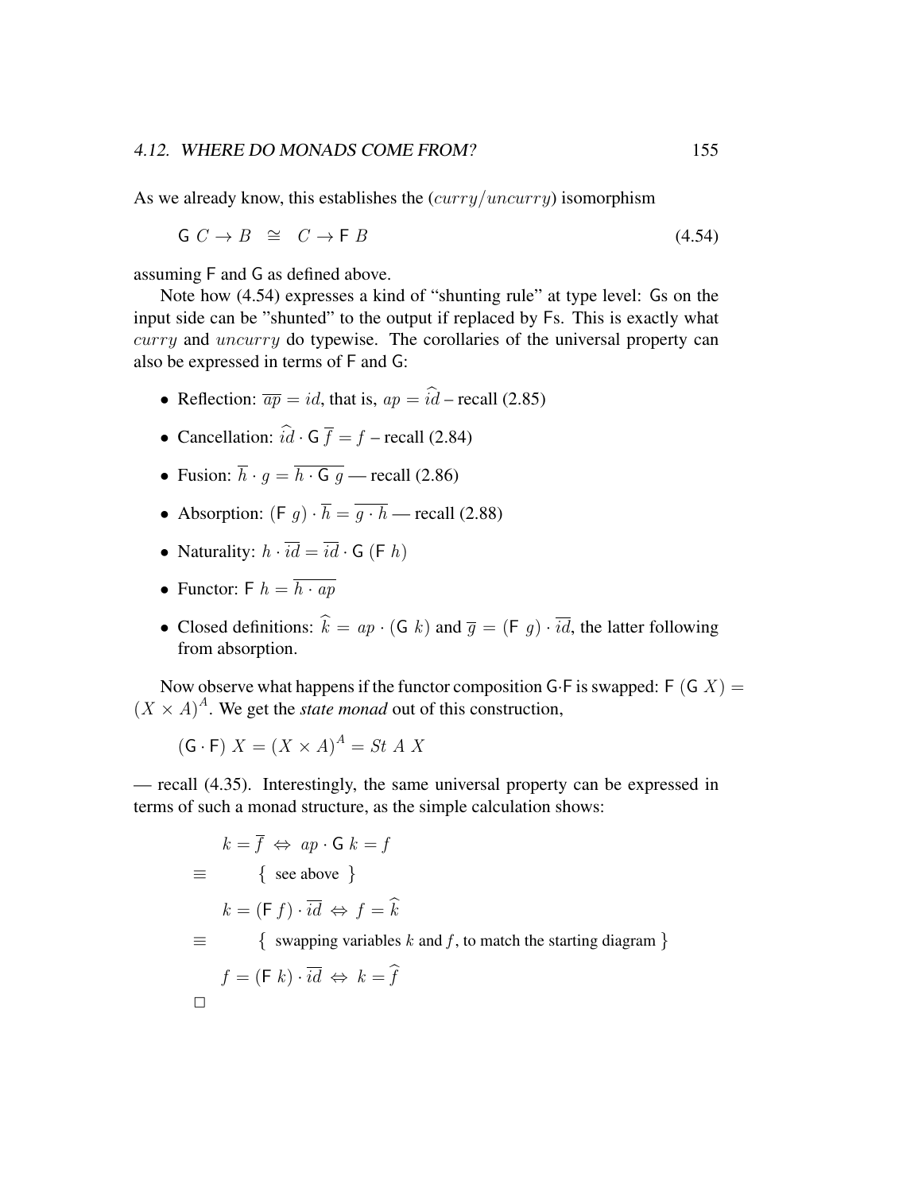As we already know, this establishes the ($curry/uncurry$) isomorphism

$$\mathsf{G}\ C \to B \ \ \cong\ \ C \to \mathsf{F}\ B \tag{4.54}$$

assuming $\mathsf{F}$ and $\mathsf{G}$ as defined above.

Note how (4.54) expresses a kind of "shunting rule" at type level: $\mathsf{G}$s on the input side can be "shunted" to the output if replaced by $\mathsf{F}$s. This is exactly what $curry$ and $uncurry$ do typewise. The corollaries of the universal property can also be expressed in terms of $\mathsf{F}$ and $\mathsf{G}$:

- Reflection: $\overline{ap} = id$, that is, $ap = \widehat{id}$ – recall (2.85)
- Cancellation: $\widehat{id} \cdot \mathsf{G}\ \overline{f} = f$ – recall (2.84)
- Fusion: $\overline{h} \cdot g = \overline{h \cdot \mathsf{G}\ g}$ — recall (2.86)
- Absorption: $(\mathsf{F}\ g) \cdot \overline{h} = \overline{g \cdot h}$ — recall (2.88)
- Naturality: $h \cdot \overline{id} = \overline{id} \cdot \mathsf{G}\ (\mathsf{F}\ h)$
- Functor: $\mathsf{F}\ h = \overline{h \cdot ap}$
- Closed definitions: $\widehat{k} = ap \cdot (\mathsf{G}\ k)$ and $\overline{g} = (\mathsf{F}\ g) \cdot \overline{id}$, the latter following from absorption.

Now observe what happens if the functor composition $\mathsf{G}{\cdot}\mathsf{F}$ is swapped: $\mathsf{F}\ (\mathsf{G}\ X) = (X \times A)^A$. We get the *state monad* out of this construction,

$$(\mathsf{G} \cdot \mathsf{F})\ X = (X \times A)^A = St\ A\ X$$

— recall (4.35). Interestingly, the same universal property can be expressed in terms of such a monad structure, as the simple calculation shows:

$$
\begin{array}{ll}
 & k = \overline{f} \ \Leftrightarrow\ ap \cdot \mathsf{G}\ k = f \\
\equiv & \qquad \{ \text{ see above } \} \\
 & k = (\mathsf{F}\ f) \cdot \overline{id} \ \Leftrightarrow\ f = \widehat{k} \\
\equiv & \qquad \{ \text{ swapping variables } k \text{ and } f\text{, to match the starting diagram } \} \\
 & f = (\mathsf{F}\ k) \cdot \overline{id} \ \Leftrightarrow\ k = \widehat{f}
\end{array}
$$

$\square$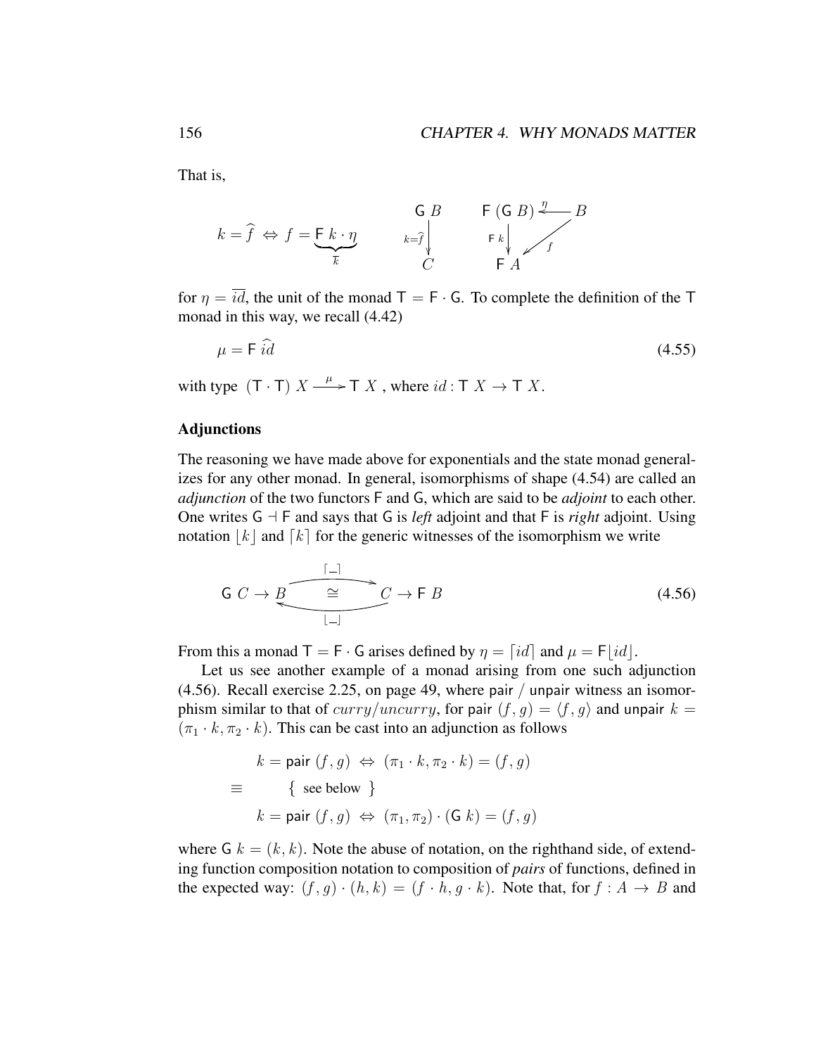That is,

$$k = \widehat{f} \;\Leftrightarrow\; f = \underbrace{\mathsf{F}\;k \cdot \eta}_{\overline{k}} \qquad \begin{array}{c} \mathsf{G}\;B \\ {\scriptstyle k=\widehat{f}}\big\downarrow \\ C \end{array} \qquad \begin{array}{ccc} \mathsf{F}\,(\mathsf{G}\;B) & \xleftarrow{\;\eta\;} & B \\ {\scriptstyle \mathsf{F}\;k}\big\downarrow & \swarrow{\scriptstyle f} & \\ \mathsf{F}\;A & & \end{array}$$

for $\eta = \overline{id}$, the unit of the monad $\mathsf{T} = \mathsf{F} \cdot \mathsf{G}$. To complete the definition of the $\mathsf{T}$ monad in this way, we recall (4.42)

$$\mu = \mathsf{F}\;\widehat{id} \tag{4.55}$$

with type $(\mathsf{T} \cdot \mathsf{T})\;X \xrightarrow{\;\mu\;} \mathsf{T}\;X$ , where $id : \mathsf{T}\;X \to \mathsf{T}\;X$.

### Adjunctions

The reasoning we have made above for exponentials and the state monad generalizes for any other monad. In general, isomorphisms of shape (4.54) are called an *adjunction* of the two functors $\mathsf{F}$ and $\mathsf{G}$, which are said to be *adjoint* to each other. One writes $\mathsf{G} \dashv \mathsf{F}$ and says that $\mathsf{G}$ is *left* adjoint and that $\mathsf{F}$ is *right* adjoint. Using notation $\lfloor k \rfloor$ and $\lceil k \rceil$ for the generic witnesses of the isomorphism we write

$$\mathsf{G}\;C \to B \;\underset{\lfloor\_\rfloor}{\overset{\lceil\_\rceil}{\cong}}\; C \to \mathsf{F}\;B \tag{4.56}$$

From this a monad $\mathsf{T} = \mathsf{F} \cdot \mathsf{G}$ arises defined by $\eta = \lceil id \rceil$ and $\mu = \mathsf{F}\lfloor id \rfloor$.

Let us see another example of a monad arising from one such adjunction (4.56). Recall exercise 2.25, on page 49, where $\mathsf{pair}$ / $\mathsf{unpair}$ witness an isomorphism similar to that of $curry/uncurry$, for $\mathsf{pair}\;(f, g) = \langle f, g \rangle$ and $\mathsf{unpair}\;k = (\pi_1 \cdot k, \pi_2 \cdot k)$. This can be cast into an adjunction as follows

$$\begin{array}{ll} & k = \mathsf{pair}\;(f, g) \;\Leftrightarrow\; (\pi_1 \cdot k, \pi_2 \cdot k) = (f, g) \\ \equiv & \quad \{ \text{ see below } \} \\ & k = \mathsf{pair}\;(f, g) \;\Leftrightarrow\; (\pi_1, \pi_2) \cdot (\mathsf{G}\;k) = (f, g) \end{array}$$

where $\mathsf{G}\;k = (k, k)$. Note the abuse of notation, on the righthand side, of extending function composition notation to composition of *pairs* of functions, defined in the expected way: $(f, g) \cdot (h, k) = (f \cdot h, g \cdot k)$. Note that, for $f : A \to B$ and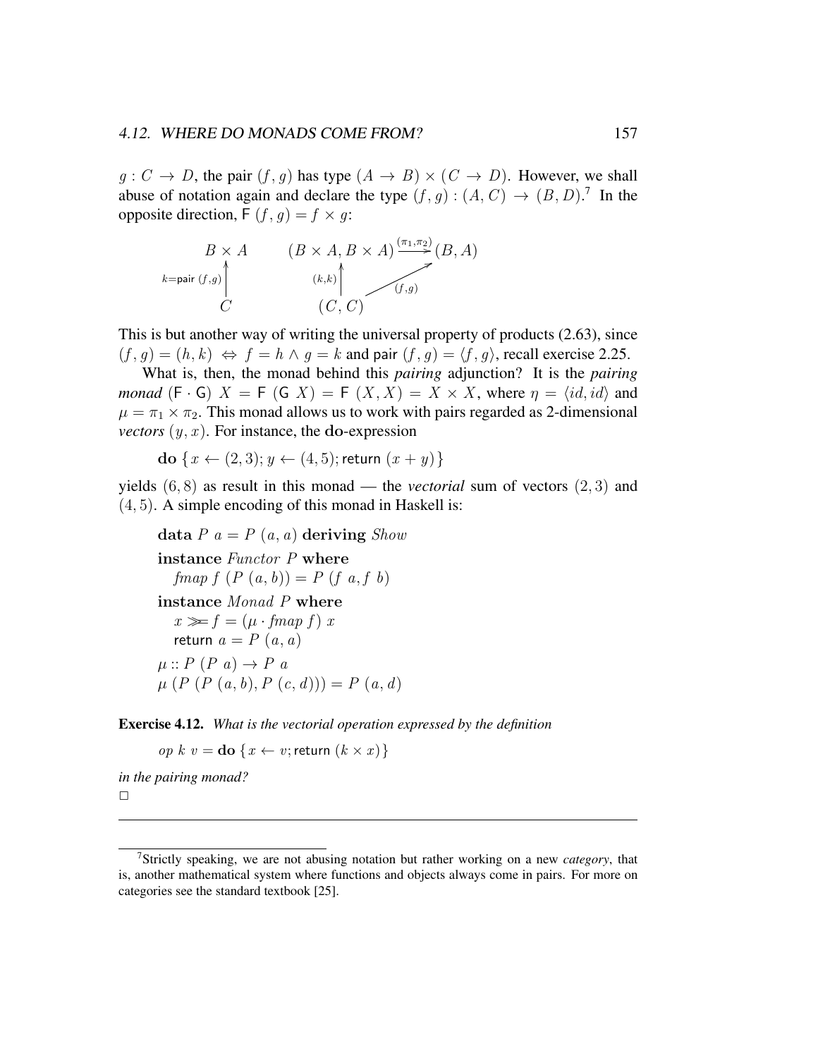$g : C \to D$, the pair $(f, g)$ has type $(A \to B) \times (C \to D)$. However, we shall abuse of notation again and declare the type $(f, g) : (A, C) \to (B, D)$.[7] In the opposite direction, $\mathsf{F}\ (f, g) = f \times g$:

$$
\begin{array}{ccc}
B \times A & \quad & (B \times A, B \times A) \xrightarrow{(\pi_1, \pi_2)} (B, A) \\
\uparrow {\scriptstyle k = \mathsf{pair}\ (f,g)} & & \uparrow {\scriptstyle (k,k)} \quad \nearrow {\scriptstyle (f,g)} \\
C & & (C, C)
\end{array}
$$

This is but another way of writing the universal property of products (2.63), since $(f, g) = (h, k) \Leftrightarrow f = h \wedge g = k$ and $\mathsf{pair}\ (f, g) = \langle f, g \rangle$, recall exercise 2.25.

What is, then, the monad behind this *pairing* adjunction? It is the *pairing monad* $(\mathsf{F} \cdot \mathsf{G})\ X = \mathsf{F}\ (\mathsf{G}\ X) = \mathsf{F}\ (X, X) = X \times X$, where $\eta = \langle id, id \rangle$ and $\mu = \pi_1 \times \pi_2$. This monad allows us to work with pairs regarded as 2-dimensional *vectors* $(y, x)$. For instance, the **do**-expression

$$\mathbf{do}\ \{ x \leftarrow (2, 3); y \leftarrow (4, 5); \mathsf{return}\ (x + y) \}$$

yields $(6, 8)$ as result in this monad — the *vectorial* sum of vectors $(2, 3)$ and $(4, 5)$. A simple encoding of this monad in Haskell is:

```
data P a = P (a, a) deriving Show
instance Functor P where
  fmap f (P (a, b)) = P (f a, f b)
instance Monad P where
  x >>= f = (μ · fmap f) x
  return a = P (a, a)
μ :: P (P a) → P a
μ (P (P (a, b), P (c, d))) = P (a, d)
```

**Exercise 4.12.** *What is the vectorial operation expressed by the definition*

$$op\ k\ v = \mathbf{do}\ \{ x \leftarrow v; \mathsf{return}\ (k \times x) \}$$

*in the pairing monad?*

□

---

[7] Strictly speaking, we are not abusing notation but rather working on a new *category*, that is, another mathematical system where functions and objects always come in pairs. For more on categories see the standard textbook [25].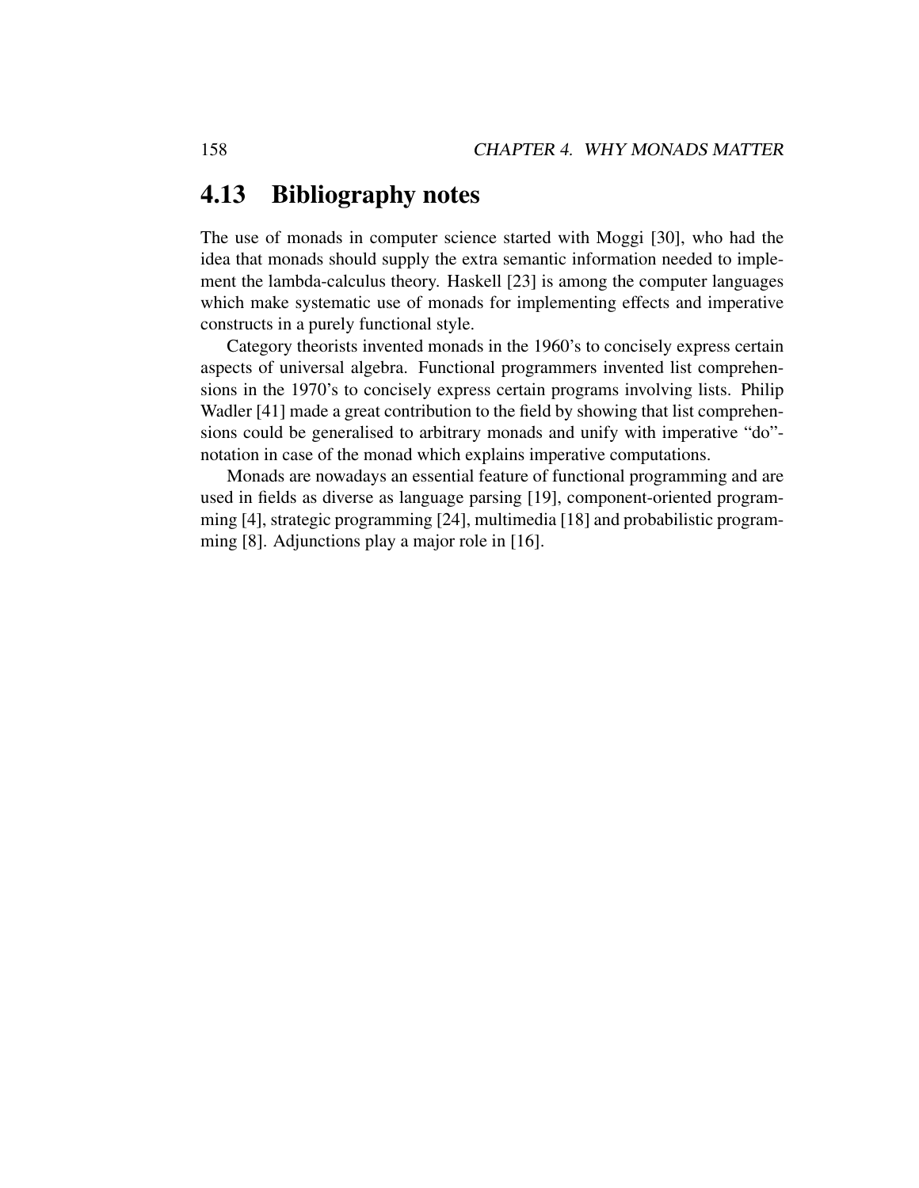## 4.13 Bibliography notes

The use of monads in computer science started with Moggi [30], who had the idea that monads should supply the extra semantic information needed to implement the lambda-calculus theory. Haskell [23] is among the computer languages which make systematic use of monads for implementing effects and imperative constructs in a purely functional style.

Category theorists invented monads in the 1960's to concisely express certain aspects of universal algebra. Functional programmers invented list comprehensions in the 1970's to concisely express certain programs involving lists. Philip Wadler [41] made a great contribution to the field by showing that list comprehensions could be generalised to arbitrary monads and unify with imperative "do"-notation in case of the monad which explains imperative computations.

Monads are nowadays an essential feature of functional programming and are used in fields as diverse as language parsing [19], component-oriented programming [4], strategic programming [24], multimedia [18] and probabilistic programming [8]. Adjunctions play a major role in [16].